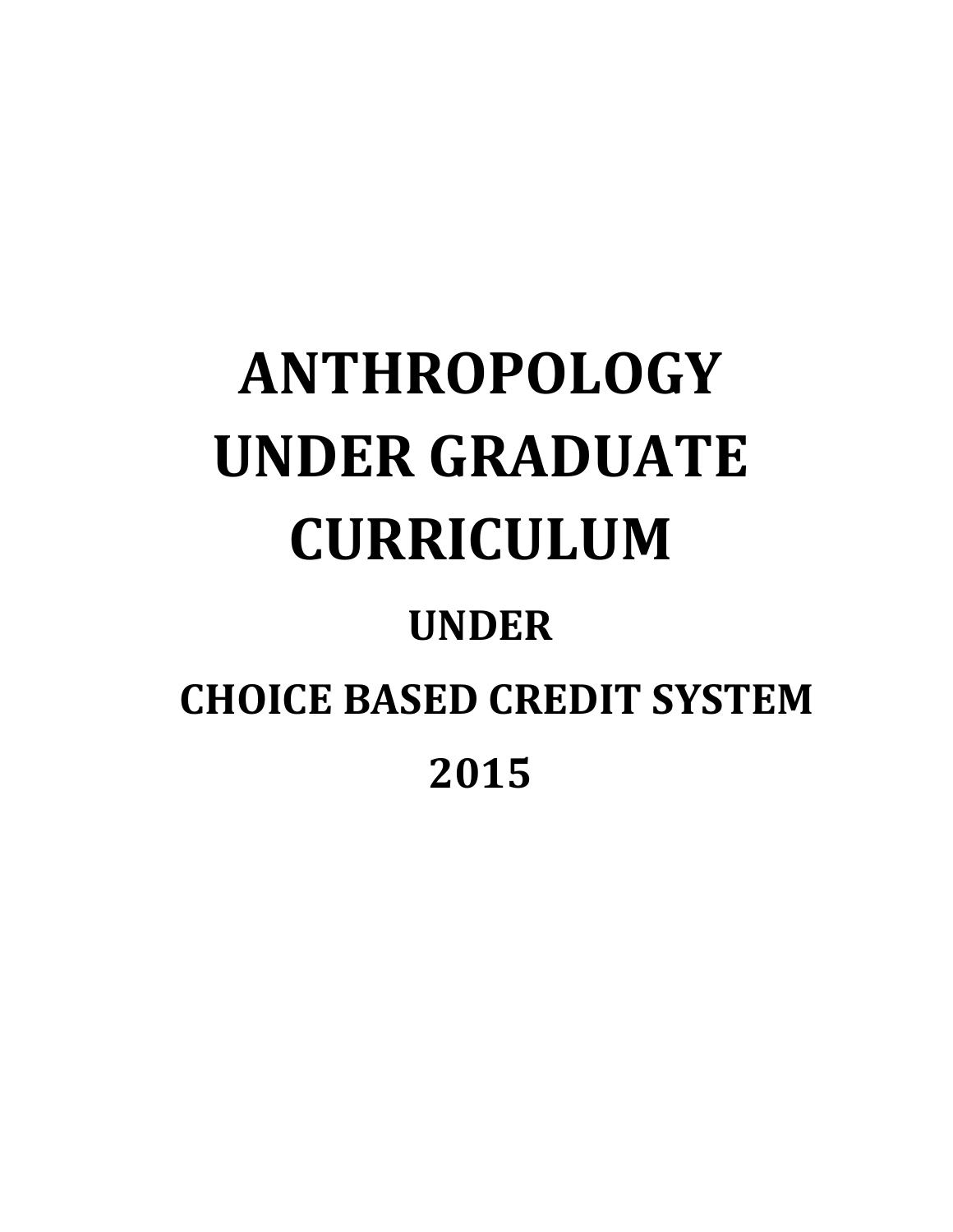# ANTHROPOLOGY UNDER GRADUATE CURRICULUM

## UNDER

## CHOICE BASED CREDIT SYSTEM

## 2015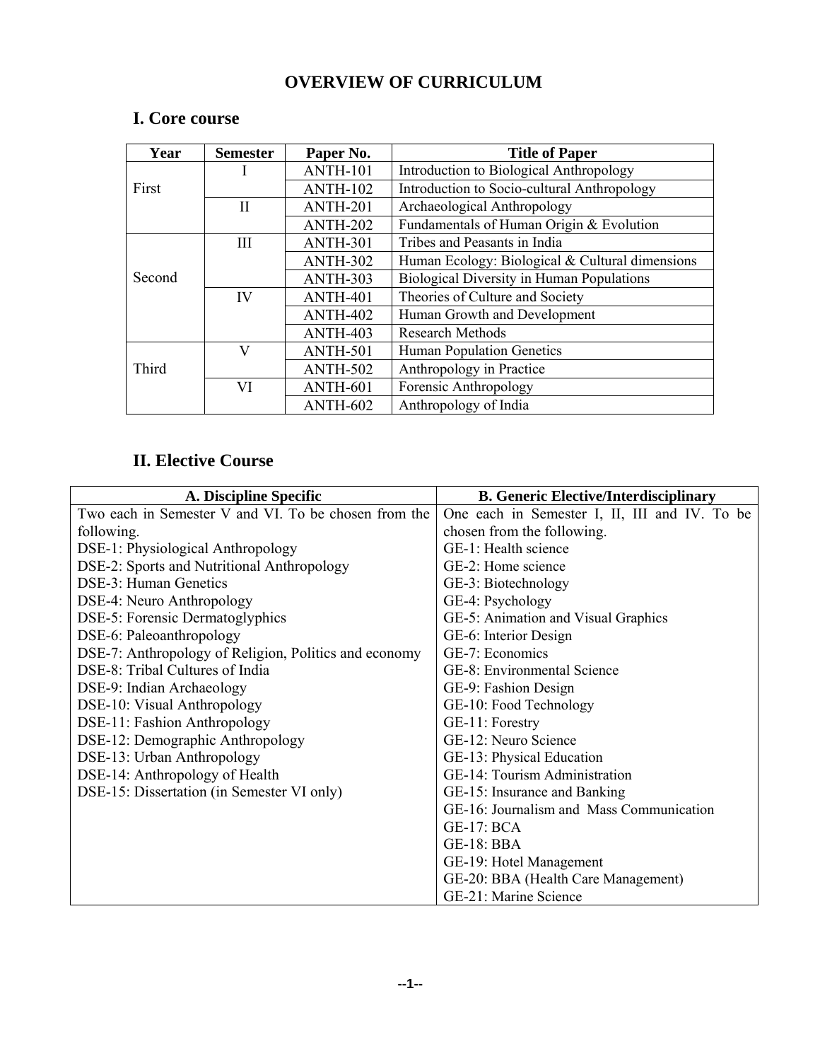# OVERVIEW OF CURRICULUM

## I. Core course

| Year | Semester | Paper No. | Title of Paper |
|---|---|---|---|
| First | I | ANTH-101 | Introduction to Biological Anthropology |
| | | ANTH-102 | Introduction to Socio-cultural Anthropology |
| | II | ANTH-201 | Archaeological Anthropology |
| | | ANTH-202 | Fundamentals of Human Origin & Evolution |
| Second | III | ANTH-301 | Tribes and Peasants in India |
| | | ANTH-302 | Human Ecology: Biological & Cultural dimensions |
| | | ANTH-303 | Biological Diversity in Human Populations |
| | IV | ANTH-401 | Theories of Culture and Society |
| | | ANTH-402 | Human Growth and Development |
| | | ANTH-403 | Research Methods |
| Third | V | ANTH-501 | Human Population Genetics |
| | | ANTH-502 | Anthropology in Practice |
| | VI | ANTH-601 | Forensic Anthropology |
| | | ANTH-602 | Anthropology of India |

## II. Elective Course

| A. Discipline Specific | B. Generic Elective/Interdisciplinary |
|---|---|
| Two each in Semester V and VI. To be chosen from the following. | One each in Semester I, II, III and IV. To be chosen from the following. |
| DSE-1: Physiological Anthropology | GE-1: Health science |
| DSE-2: Sports and Nutritional Anthropology | GE-2: Home science |
| DSE-3: Human Genetics | GE-3: Biotechnology |
| DSE-4: Neuro Anthropology | GE-4: Psychology |
| DSE-5: Forensic Dermatoglyphics | GE-5: Animation and Visual Graphics |
| DSE-6: Paleoanthropology | GE-6: Interior Design |
| DSE-7: Anthropology of Religion, Politics and economy | GE-7: Economics |
| DSE-8: Tribal Cultures of India | GE-8: Environmental Science |
| DSE-9: Indian Archaeology | GE-9: Fashion Design |
| DSE-10: Visual Anthropology | GE-10: Food Technology |
| DSE-11: Fashion Anthropology | GE-11: Forestry |
| DSE-12: Demographic Anthropology | GE-12: Neuro Science |
| DSE-13: Urban Anthropology | GE-13: Physical Education |
| DSE-14: Anthropology of Health | GE-14: Tourism Administration |
| DSE-15: Dissertation (in Semester VI only) | GE-15: Insurance and Banking |
| | GE-16: Journalism and Mass Communication |
| | GE-17: BCA |
| | GE-18: BBA |
| | GE-19: Hotel Management |
| | GE-20: BBA (Health Care Management) |
| | GE-21: Marine Science |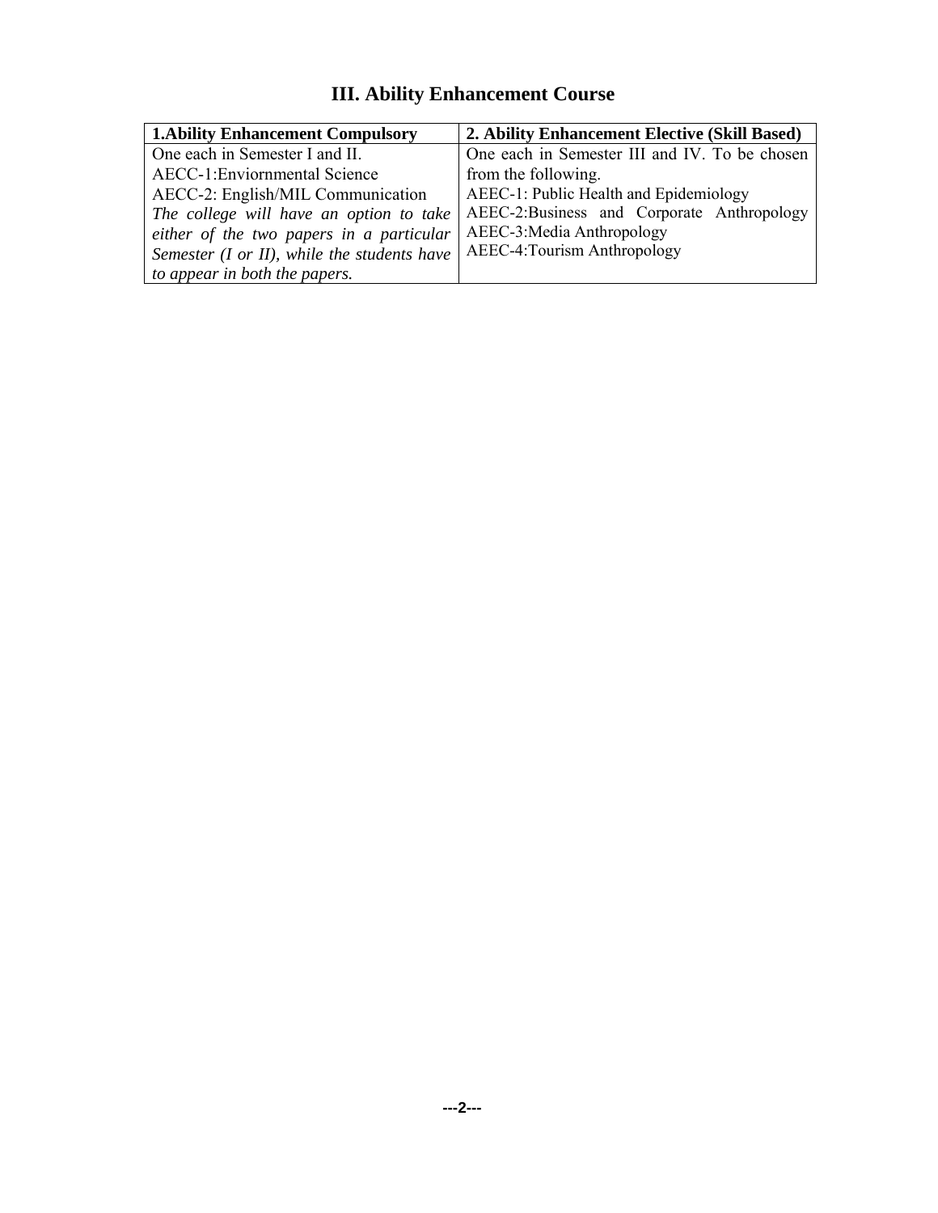# III. Ability Enhancement Course

| 1.Ability Enhancement Compulsory | 2. Ability Enhancement Elective (Skill Based) |
|---|---|
| One each in Semester I and II.<br>AECC-1:Enviornmental Science<br>AECC-2: English/MIL Communication<br>*The college will have an option to take either of the two papers in a particular Semester (I or II), while the students have to appear in both the papers.* | One each in Semester III and IV. To be chosen from the following.<br>AEEC-1: Public Health and Epidemiology<br>AEEC-2:Business and Corporate Anthropology<br>AEEC-3:Media Anthropology<br>AEEC-4:Tourism Anthropology |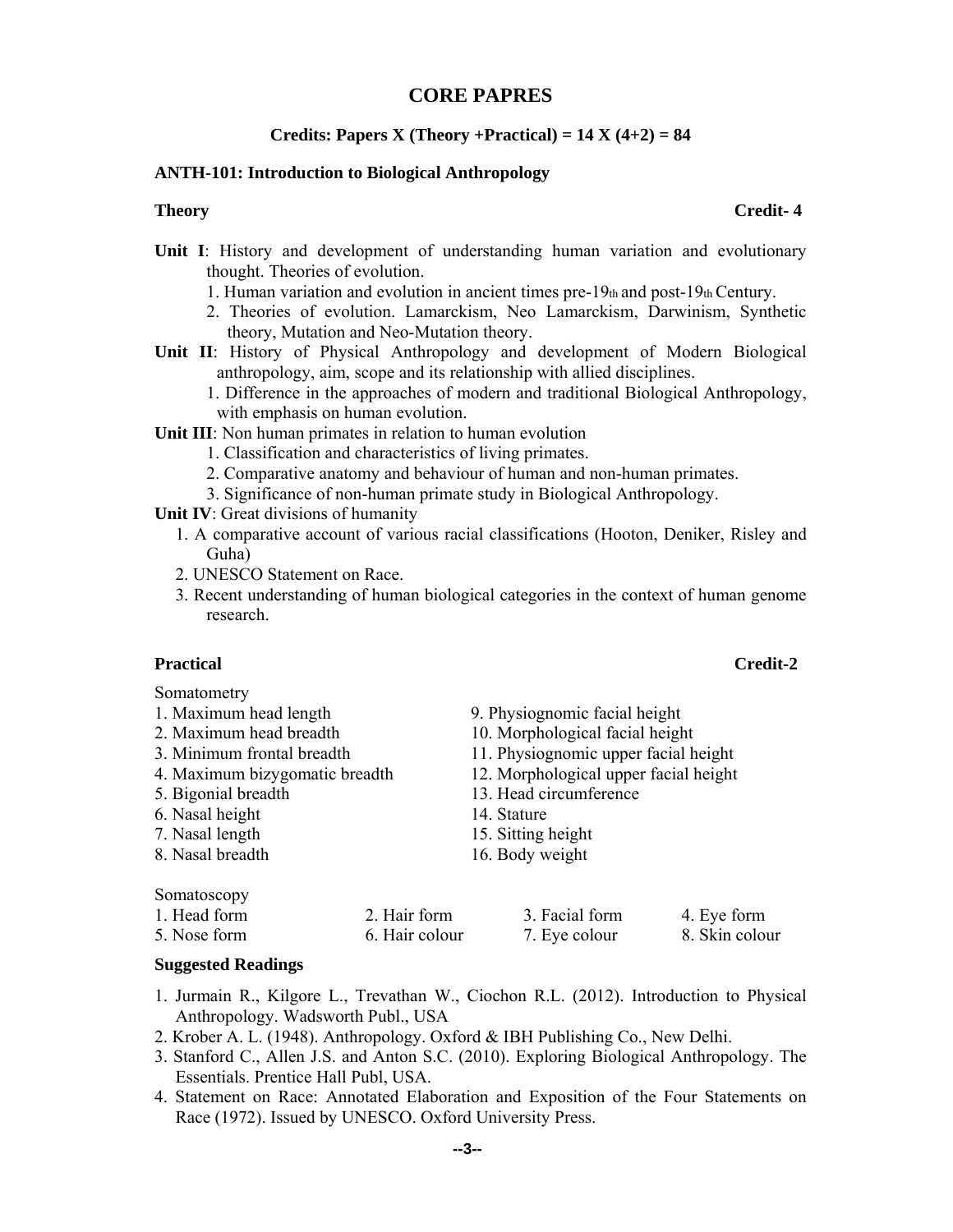# CORE PAPRES

**Credits: Papers X (Theory +Practical) = 14 X (4+2) = 84**

## ANTH-101: Introduction to Biological Anthropology

**Theory** **Credit- 4**

**Unit I**: History and development of understanding human variation and evolutionary thought. Theories of evolution.

1. Human variation and evolution in ancient times pre-19th and post-19th Century.
2. Theories of evolution. Lamarckism, Neo Lamarckism, Darwinism, Synthetic theory, Mutation and Neo-Mutation theory.

**Unit II**: History of Physical Anthropology and development of Modern Biological anthropology, aim, scope and its relationship with allied disciplines.

1. Difference in the approaches of modern and traditional Biological Anthropology, with emphasis on human evolution.

**Unit III**: Non human primates in relation to human evolution

1. Classification and characteristics of living primates.
2. Comparative anatomy and behaviour of human and non-human primates.
3. Significance of non-human primate study in Biological Anthropology.

**Unit IV**: Great divisions of humanity

1. A comparative account of various racial classifications (Hooton, Deniker, Risley and Guha)
2. UNESCO Statement on Race.
3. Recent understanding of human biological categories in the context of human genome research.

**Practical** **Credit-2**

Somatometry

1. Maximum head length
2. Maximum head breadth
3. Minimum frontal breadth
4. Maximum bizygomatic breadth
5. Bigonial breadth
6. Nasal height
7. Nasal length
8. Nasal breadth
9. Physiognomic facial height
10. Morphological facial height
11. Physiognomic upper facial height
12. Morphological upper facial height
13. Head circumference
14. Stature
15. Sitting height
16. Body weight

Somatoscopy

1. Head form
2. Hair form
3. Facial form
4. Eye form
5. Nose form
6. Hair colour
7. Eye colour
8. Skin colour

**Suggested Readings**

1. Jurmain R., Kilgore L., Trevathan W., Ciochon R.L. (2012). Introduction to Physical Anthropology. Wadsworth Publ., USA
2. Krober A. L. (1948). Anthropology. Oxford & IBH Publishing Co., New Delhi.
3. Stanford C., Allen J.S. and Anton S.C. (2010). Exploring Biological Anthropology. The Essentials. Prentice Hall Publ, USA.
4. Statement on Race: Annotated Elaboration and Exposition of the Four Statements on Race (1972). Issued by UNESCO. Oxford University Press.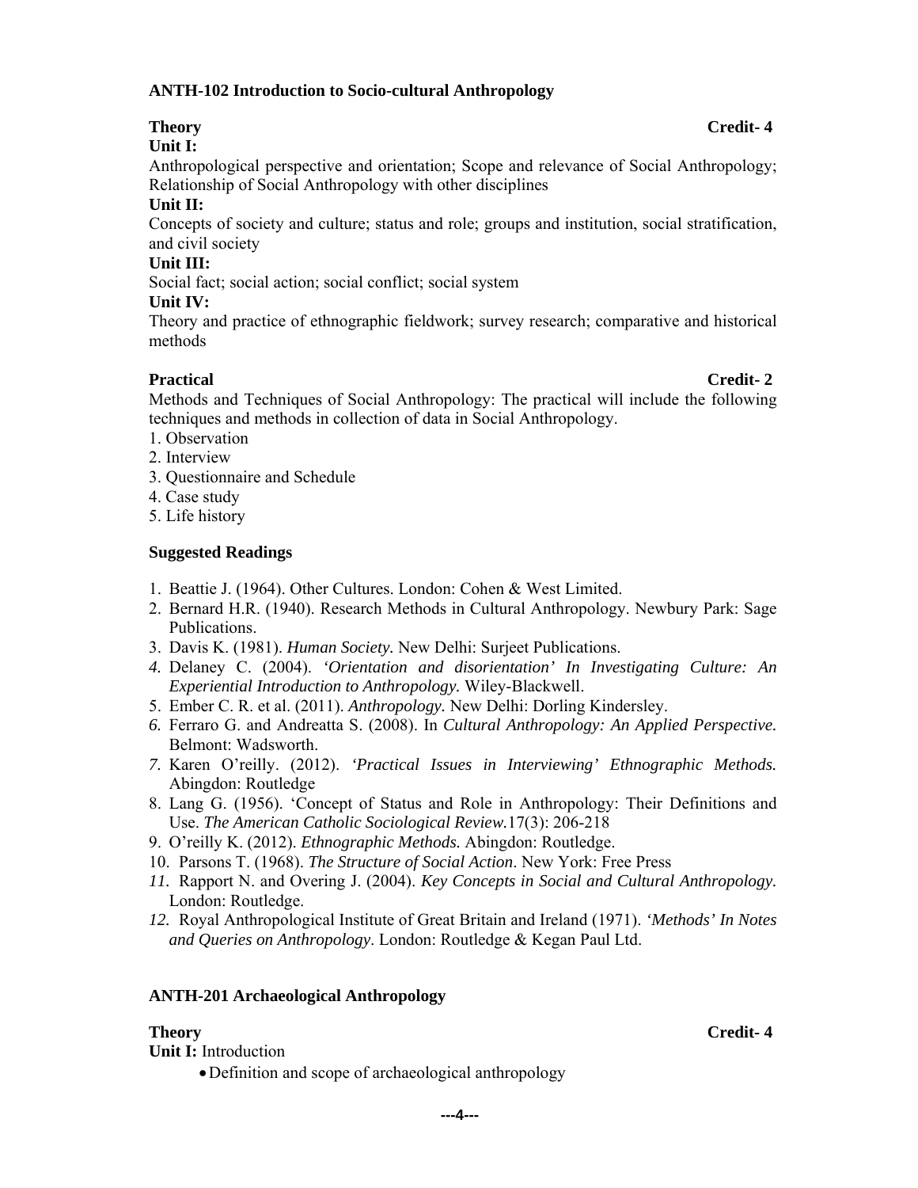## ANTH-102 Introduction to Socio-cultural Anthropology

**Theory** **Credit- 4**

**Unit I:**

Anthropological perspective and orientation; Scope and relevance of Social Anthropology; Relationship of Social Anthropology with other disciplines

**Unit II:**

Concepts of society and culture; status and role; groups and institution, social stratification, and civil society

**Unit III:**

Social fact; social action; social conflict; social system

**Unit IV:**

Theory and practice of ethnographic fieldwork; survey research; comparative and historical methods

**Practical** **Credit- 2**

Methods and Techniques of Social Anthropology: The practical will include the following techniques and methods in collection of data in Social Anthropology.

1. Observation
2. Interview
3. Questionnaire and Schedule
4. Case study
5. Life history

**Suggested Readings**

1. Beattie J. (1964). Other Cultures. London: Cohen & West Limited.
2. Bernard H.R. (1940). Research Methods in Cultural Anthropology. Newbury Park: Sage Publications.
3. Davis K. (1981). *Human Society.* New Delhi: Surjeet Publications.
4. Delaney C. (2004). *'Orientation and disorientation' In Investigating Culture: An Experiential Introduction to Anthropology.* Wiley-Blackwell.
5. Ember C. R. et al. (2011). *Anthropology.* New Delhi: Dorling Kindersley.
6. Ferraro G. and Andreatta S. (2008). In *Cultural Anthropology: An Applied Perspective.* Belmont: Wadsworth.
7. Karen O'reilly. (2012). *'Practical Issues in Interviewing' Ethnographic Methods.* Abingdon: Routledge
8. Lang G. (1956). 'Concept of Status and Role in Anthropology: Their Definitions and Use. *The American Catholic Sociological Review.*17(3): 206-218
9. O'reilly K. (2012). *Ethnographic Methods.* Abingdon: Routledge.
10. Parsons T. (1968). *The Structure of Social Action*. New York: Free Press
11. Rapport N. and Overing J. (2004). *Key Concepts in Social and Cultural Anthropology.* London: Routledge.
12. Royal Anthropological Institute of Great Britain and Ireland (1971). *'Methods' In Notes and Queries on Anthropology*. London: Routledge & Kegan Paul Ltd.

## ANTH-201 Archaeological Anthropology

**Theory** **Credit- 4**

**Unit I:** Introduction

- Definition and scope of archaeological anthropology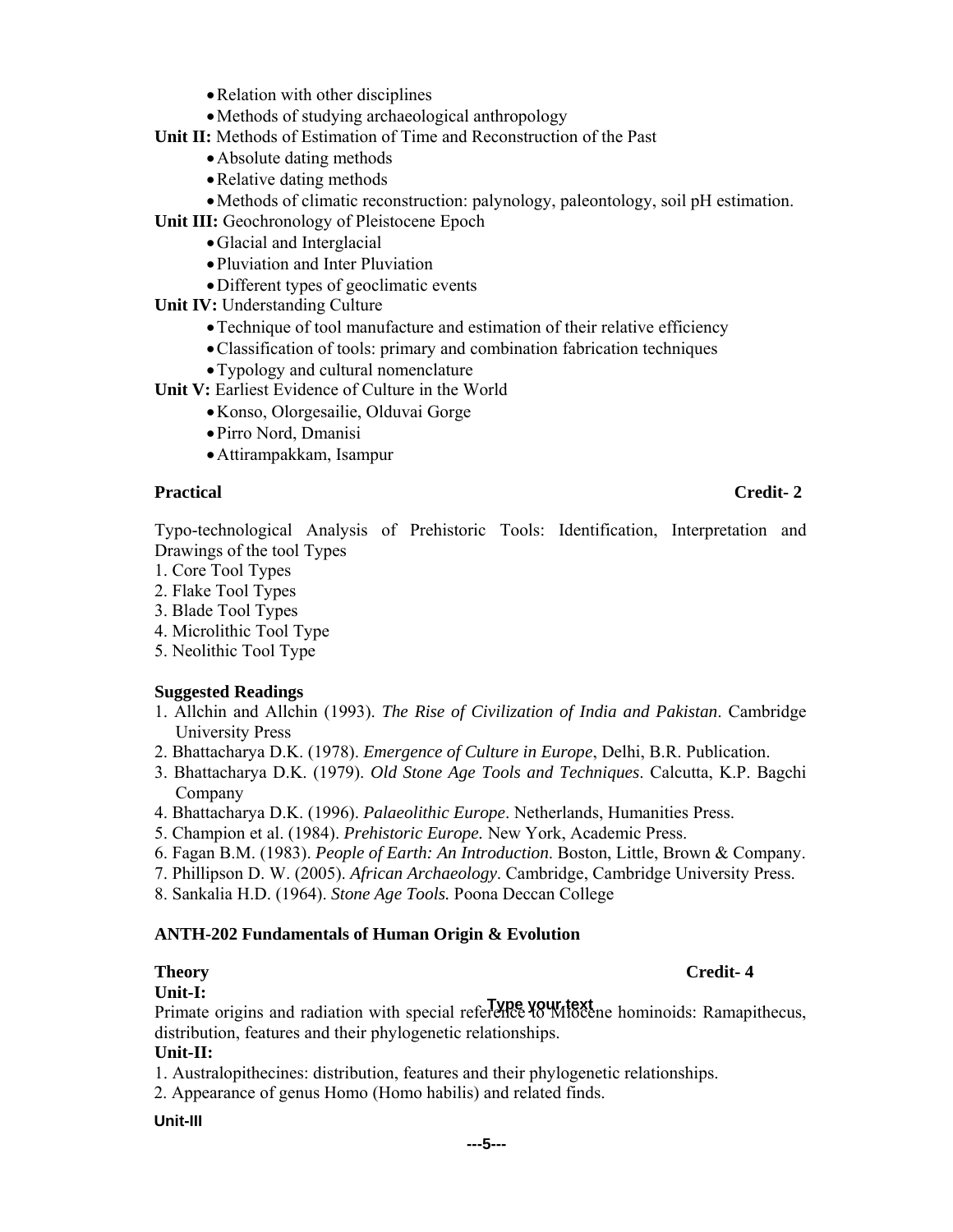- Relation with other disciplines
- Methods of studying archaeological anthropology

**Unit II:** Methods of Estimation of Time and Reconstruction of the Past

- Absolute dating methods
- Relative dating methods
- Methods of climatic reconstruction: palynology, paleontology, soil pH estimation.

**Unit III:** Geochronology of Pleistocene Epoch

- Glacial and Interglacial
- Pluviation and Inter Pluviation
- Different types of geoclimatic events

**Unit IV:** Understanding Culture

- Technique of tool manufacture and estimation of their relative efficiency
- Classification of tools: primary and combination fabrication techniques
- Typology and cultural nomenclature

**Unit V:** Earliest Evidence of Culture in the World

- Konso, Olorgesailie, Olduvai Gorge
- Pirro Nord, Dmanisi
- Attirampakkam, Isampur

**Practical** **Credit- 2**

Typo-technological Analysis of Prehistoric Tools: Identification, Interpretation and Drawings of the tool Types

1. Core Tool Types
2. Flake Tool Types
3. Blade Tool Types
4. Microlithic Tool Type
5. Neolithic Tool Type

**Suggested Readings**

1. Allchin and Allchin (1993). *The Rise of Civilization of India and Pakistan*. Cambridge University Press
2. Bhattacharya D.K. (1978). *Emergence of Culture in Europe*, Delhi, B.R. Publication.
3. Bhattacharya D.K. (1979). *Old Stone Age Tools and Techniques*. Calcutta, K.P. Bagchi Company
4. Bhattacharya D.K. (1996). *Palaeolithic Europe*. Netherlands, Humanities Press.
5. Champion et al. (1984). *Prehistoric Europe.* New York, Academic Press.
6. Fagan B.M. (1983). *People of Earth: An Introduction*. Boston, Little, Brown & Company.
7. Phillipson D. W. (2005). *African Archaeology*. Cambridge, Cambridge University Press.
8. Sankalia H.D. (1964). *Stone Age Tools.* Poona Deccan College

**ANTH-202 Fundamentals of Human Origin & Evolution**

**Theory** **Credit- 4**

**Unit-I:**

Primate origins and radiation with special reference to Miocene hominoids: Ramapithecus, distribution, features and their phylogenetic relationships.

**Unit-II:**

1. Australopithecines: distribution, features and their phylogenetic relationships.
2. Appearance of genus Homo (Homo habilis) and related finds.

**Unit-III**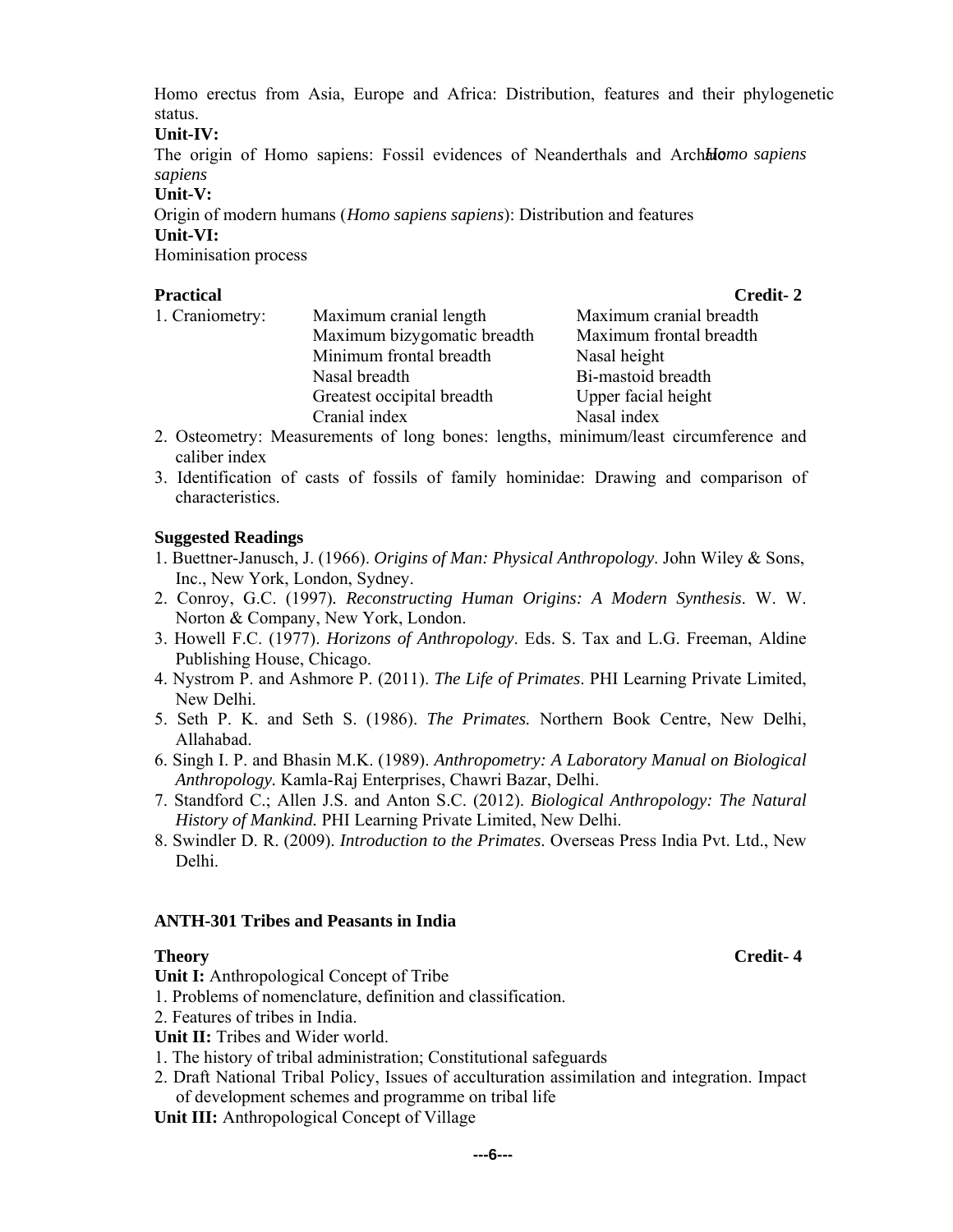Homo erectus from Asia, Europe and Africa: Distribution, features and their phylogenetic status.

**Unit-IV:**

The origin of Homo sapiens: Fossil evidences of Neanderthals and Archaic *Homo sapiens sapiens*

**Unit-V:**

Origin of modern humans (*Homo sapiens sapiens*): Distribution and features

**Unit-VI:**

Hominisation process

**Practical** **Credit- 2**

1. Craniometry:

| | | |
|---|---|---|
| 1. Craniometry: | Maximum cranial length | Maximum cranial breadth |
| | Maximum bizygomatic breadth | Maximum frontal breadth |
| | Minimum frontal breadth | Nasal height |
| | Nasal breadth | Bi-mastoid breadth |
| | Greatest occipital breadth | Upper facial height |
| | Cranial index | Nasal index |

2. Osteometry: Measurements of long bones: lengths, minimum/least circumference and caliber index
3. Identification of casts of fossils of family hominidae: Drawing and comparison of characteristics.

**Suggested Readings**

1. Buettner-Janusch, J. (1966). *Origins of Man: Physical Anthropology*. John Wiley & Sons, Inc., New York, London, Sydney.
2. Conroy, G.C. (1997). *Reconstructing Human Origins: A Modern Synthesis*. W. W. Norton & Company, New York, London.
3. Howell F.C. (1977). *Horizons of Anthropology*. Eds. S. Tax and L.G. Freeman, Aldine Publishing House, Chicago.
4. Nystrom P. and Ashmore P. (2011). *The Life of Primates*. PHI Learning Private Limited, New Delhi.
5. Seth P. K. and Seth S. (1986). *The Primates.* Northern Book Centre, New Delhi, Allahabad.
6. Singh I. P. and Bhasin M.K. (1989). *Anthropometry: A Laboratory Manual on Biological Anthropology.* Kamla-Raj Enterprises, Chawri Bazar, Delhi.
7. Standford C.; Allen J.S. and Anton S.C. (2012). *Biological Anthropology: The Natural History of Mankind.* PHI Learning Private Limited, New Delhi.
8. Swindler D. R. (2009). *Introduction to the Primates*. Overseas Press India Pvt. Ltd., New Delhi.

## ANTH-301 Tribes and Peasants in India

**Theory** **Credit- 4**

**Unit I:** Anthropological Concept of Tribe

1. Problems of nomenclature, definition and classification.
2. Features of tribes in India.

**Unit II:** Tribes and Wider world.

1. The history of tribal administration; Constitutional safeguards
2. Draft National Tribal Policy, Issues of acculturation assimilation and integration. Impact of development schemes and programme on tribal life

**Unit III:** Anthropological Concept of Village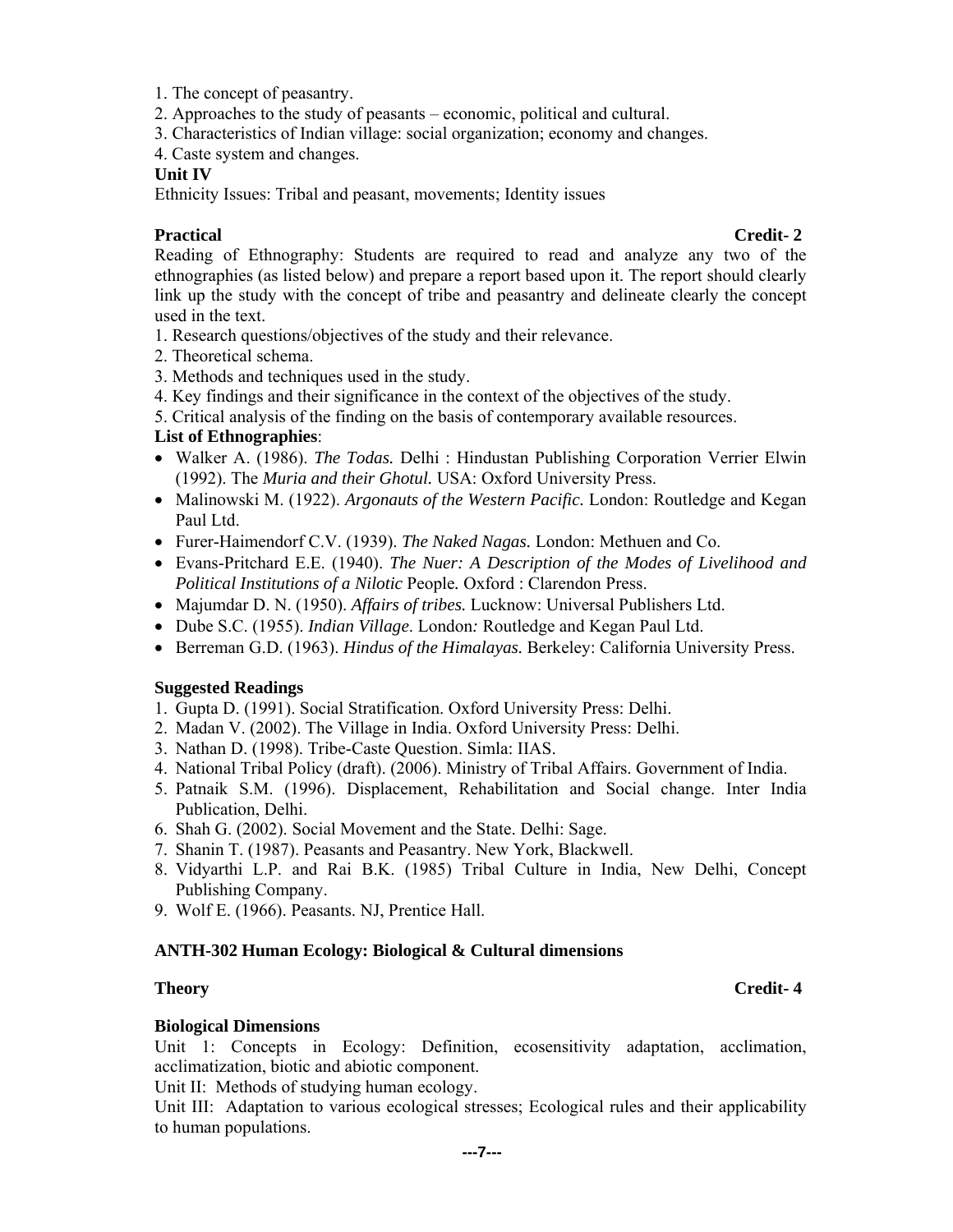1. The concept of peasantry.
2. Approaches to the study of peasants – economic, political and cultural.
3. Characteristics of Indian village: social organization; economy and changes.
4. Caste system and changes.

**Unit IV**

Ethnicity Issues: Tribal and peasant, movements; Identity issues

**Practical** **Credit- 2**

Reading of Ethnography: Students are required to read and analyze any two of the ethnographies (as listed below) and prepare a report based upon it. The report should clearly link up the study with the concept of tribe and peasantry and delineate clearly the concept used in the text.

1. Research questions/objectives of the study and their relevance.
2. Theoretical schema.
3. Methods and techniques used in the study.
4. Key findings and their significance in the context of the objectives of the study.
5. Critical analysis of the finding on the basis of contemporary available resources.

**List of Ethnographies**:

- Walker A. (1986). *The Todas.* Delhi : Hindustan Publishing Corporation Verrier Elwin (1992). The *Muria and their Ghotul.* USA: Oxford University Press.
- Malinowski M. (1922). *Argonauts of the Western Pacific.* London: Routledge and Kegan Paul Ltd.
- Furer-Haimendorf C.V. (1939). *The Naked Nagas.* London: Methuen and Co.
- Evans-Pritchard E.E. (1940). *The Nuer: A Description of the Modes of Livelihood and Political Institutions of a Nilotic* People*.* Oxford : Clarendon Press.
- Majumdar D. N. (1950). *Affairs of tribes.* Lucknow: Universal Publishers Ltd.
- Dube S.C. (1955). *Indian Village*. London*:* Routledge and Kegan Paul Ltd.
- Berreman G.D. (1963). *Hindus of the Himalayas.* Berkeley: California University Press.

**Suggested Readings**

1. Gupta D. (1991). Social Stratification. Oxford University Press: Delhi.
2. Madan V. (2002). The Village in India. Oxford University Press: Delhi.
3. Nathan D. (1998). Tribe-Caste Question. Simla: IIAS.
4. National Tribal Policy (draft). (2006). Ministry of Tribal Affairs. Government of India.
5. Patnaik S.M. (1996). Displacement, Rehabilitation and Social change. Inter India Publication, Delhi.
6. Shah G. (2002). Social Movement and the State. Delhi: Sage.
7. Shanin T. (1987). Peasants and Peasantry. New York, Blackwell.
8. Vidyarthi L.P. and Rai B.K. (1985) Tribal Culture in India, New Delhi, Concept Publishing Company.
9. Wolf E. (1966). Peasants. NJ, Prentice Hall.

**ANTH-302 Human Ecology: Biological & Cultural dimensions**

**Theory** **Credit- 4**

**Biological Dimensions**

Unit 1: Concepts in Ecology: Definition, ecosensitivity adaptation, acclimation, acclimatization, biotic and abiotic component.

Unit II: Methods of studying human ecology.

Unit III: Adaptation to various ecological stresses; Ecological rules and their applicability to human populations.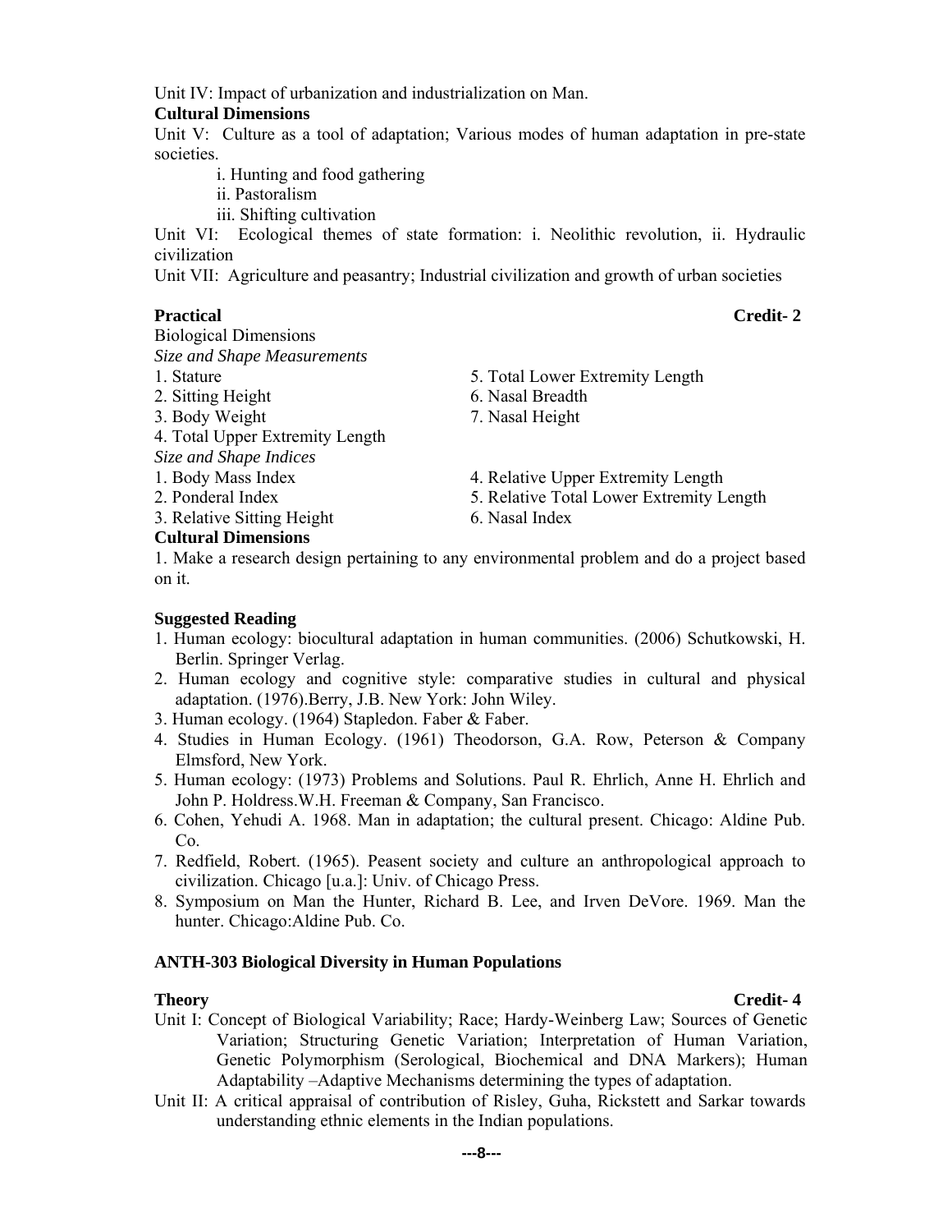Unit IV: Impact of urbanization and industrialization on Man.

**Cultural Dimensions**

Unit V: Culture as a tool of adaptation; Various modes of human adaptation in pre-state societies.

i. Hunting and food gathering
ii. Pastoralism
iii. Shifting cultivation

Unit VI: Ecological themes of state formation: i. Neolithic revolution, ii. Hydraulic civilization

Unit VII: Agriculture and peasantry; Industrial civilization and growth of urban societies

**Practical** **Credit- 2**

Biological Dimensions

*Size and Shape Measurements*

1. Stature
2. Sitting Height
3. Body Weight
4. Total Upper Extremity Length
5. Total Lower Extremity Length
6. Nasal Breadth
7. Nasal Height

*Size and Shape Indices*

1. Body Mass Index
2. Ponderal Index
3. Relative Sitting Height
4. Relative Upper Extremity Length
5. Relative Total Lower Extremity Length
6. Nasal Index

**Cultural Dimensions**

1. Make a research design pertaining to any environmental problem and do a project based on it.

**Suggested Reading**

1. Human ecology: biocultural adaptation in human communities. (2006) Schutkowski, H. Berlin. Springer Verlag.
2. Human ecology and cognitive style: comparative studies in cultural and physical adaptation. (1976).Berry, J.B. New York: John Wiley.
3. Human ecology. (1964) Stapledon. Faber & Faber.
4. Studies in Human Ecology. (1961) Theodorson, G.A. Row, Peterson & Company Elmsford, New York.
5. Human ecology: (1973) Problems and Solutions. Paul R. Ehrlich, Anne H. Ehrlich and John P. Holdress.W.H. Freeman & Company, San Francisco.
6. Cohen, Yehudi A. 1968. Man in adaptation; the cultural present. Chicago: Aldine Pub. Co.
7. Redfield, Robert. (1965). Peasent society and culture an anthropological approach to civilization. Chicago [u.a.]: Univ. of Chicago Press.
8. Symposium on Man the Hunter, Richard B. Lee, and Irven DeVore. 1969. Man the hunter. Chicago:Aldine Pub. Co.

**ANTH-303 Biological Diversity in Human Populations**

**Theory** **Credit- 4**

Unit I: Concept of Biological Variability; Race; Hardy-Weinberg Law; Sources of Genetic Variation; Structuring Genetic Variation; Interpretation of Human Variation, Genetic Polymorphism (Serological, Biochemical and DNA Markers); Human Adaptability –Adaptive Mechanisms determining the types of adaptation.

Unit II: A critical appraisal of contribution of Risley, Guha, Rickstett and Sarkar towards understanding ethnic elements in the Indian populations.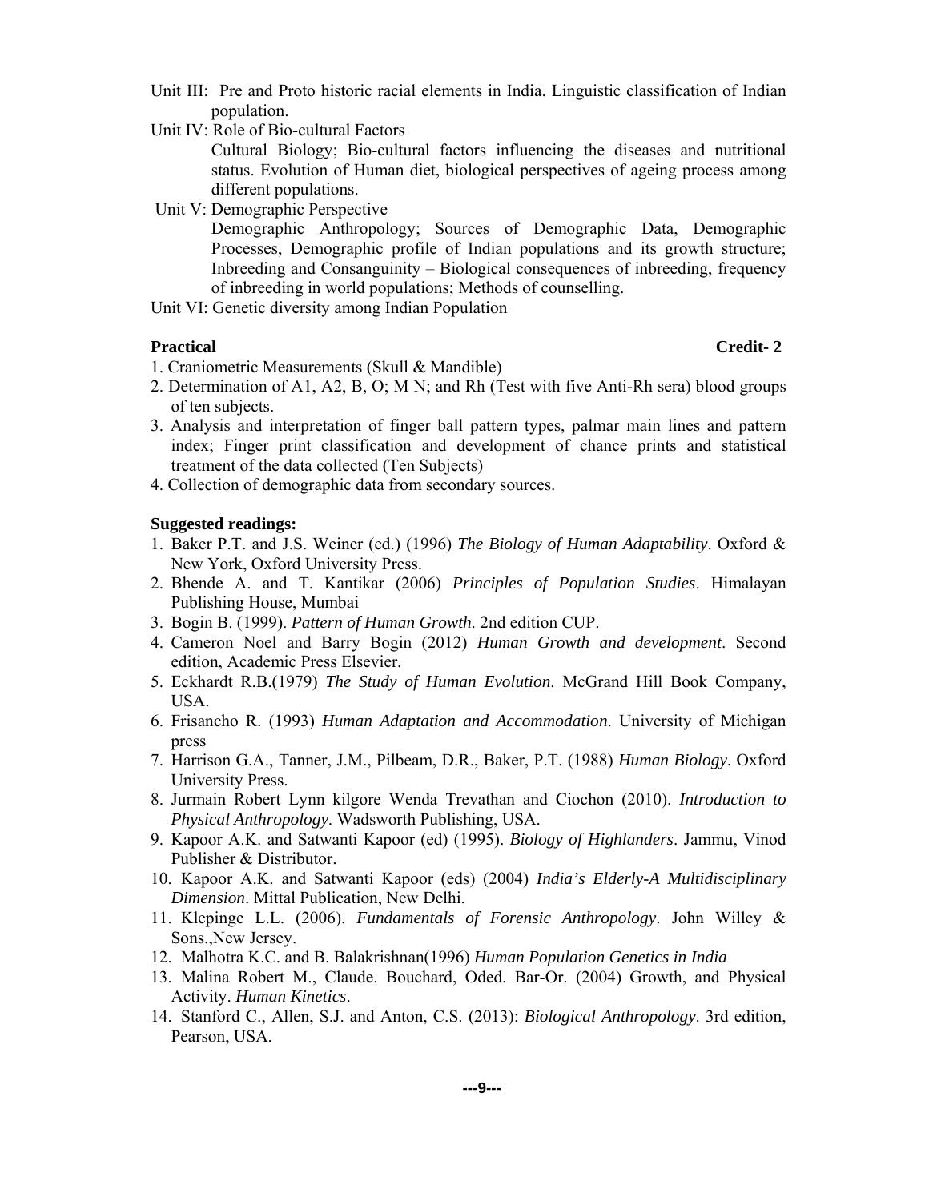Unit III: Pre and Proto historic racial elements in India. Linguistic classification of Indian population.

Unit IV: Role of Bio-cultural Factors

Cultural Biology; Bio-cultural factors influencing the diseases and nutritional status. Evolution of Human diet, biological perspectives of ageing process among different populations.

Unit V: Demographic Perspective

Demographic Anthropology; Sources of Demographic Data, Demographic Processes, Demographic profile of Indian populations and its growth structure; Inbreeding and Consanguinity – Biological consequences of inbreeding, frequency of inbreeding in world populations; Methods of counselling.

Unit VI: Genetic diversity among Indian Population

**Practical** **Credit- 2**

1. Craniometric Measurements (Skull & Mandible)
2. Determination of A1, A2, B, O; M N; and Rh (Test with five Anti-Rh sera) blood groups of ten subjects.
3. Analysis and interpretation of finger ball pattern types, palmar main lines and pattern index; Finger print classification and development of chance prints and statistical treatment of the data collected (Ten Subjects)
4. Collection of demographic data from secondary sources.

**Suggested readings:**

1. Baker P.T. and J.S. Weiner (ed.) (1996) *The Biology of Human Adaptability*. Oxford & New York, Oxford University Press.
2. Bhende A. and T. Kantikar (2006) *Principles of Population Studies*. Himalayan Publishing House, Mumbai
3. Bogin B. (1999). *Pattern of Human Growth*. 2nd edition CUP.
4. Cameron Noel and Barry Bogin (2012) *Human Growth and development*. Second edition, Academic Press Elsevier.
5. Eckhardt R.B.(1979) *The Study of Human Evolution*. McGrand Hill Book Company, USA.
6. Frisancho R. (1993) *Human Adaptation and Accommodation*. University of Michigan press
7. Harrison G.A., Tanner, J.M., Pilbeam, D.R., Baker, P.T. (1988) *Human Biology*. Oxford University Press.
8. Jurmain Robert Lynn kilgore Wenda Trevathan and Ciochon (2010). *Introduction to Physical Anthropology*. Wadsworth Publishing, USA.
9. Kapoor A.K. and Satwanti Kapoor (ed) (1995). *Biology of Highlanders*. Jammu, Vinod Publisher & Distributor.
10. Kapoor A.K. and Satwanti Kapoor (eds) (2004) *India's Elderly-A Multidisciplinary Dimension*. Mittal Publication, New Delhi.
11. Klepinge L.L. (2006). *Fundamentals of Forensic Anthropology*. John Willey & Sons.,New Jersey.
12. Malhotra K.C. and B. Balakrishnan(1996) *Human Population Genetics in India*
13. Malina Robert M., Claude. Bouchard, Oded. Bar-Or. (2004) Growth, and Physical Activity. *Human Kinetics*.
14. Stanford C., Allen, S.J. and Anton, C.S. (2013): *Biological Anthropology*. 3rd edition, Pearson, USA.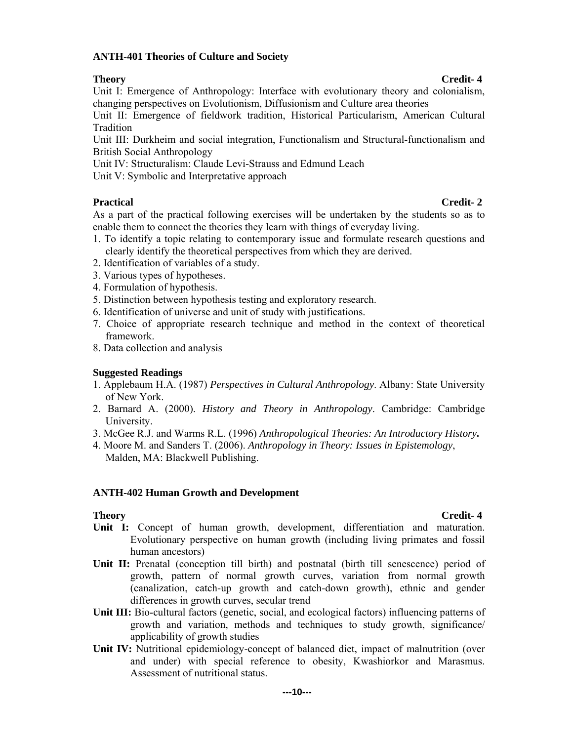## ANTH-401 Theories of Culture and Society

**Theory** **Credit- 4**

Unit I: Emergence of Anthropology: Interface with evolutionary theory and colonialism, changing perspectives on Evolutionism, Diffusionism and Culture area theories

Unit II: Emergence of fieldwork tradition, Historical Particularism, American Cultural Tradition

Unit III: Durkheim and social integration, Functionalism and Structural-functionalism and British Social Anthropology

Unit IV: Structuralism: Claude Levi-Strauss and Edmund Leach

Unit V: Symbolic and Interpretative approach

**Practical** **Credit- 2**

As a part of the practical following exercises will be undertaken by the students so as to enable them to connect the theories they learn with things of everyday living.

1. To identify a topic relating to contemporary issue and formulate research questions and clearly identify the theoretical perspectives from which they are derived.
2. Identification of variables of a study.
3. Various types of hypotheses.
4. Formulation of hypothesis.
5. Distinction between hypothesis testing and exploratory research.
6. Identification of universe and unit of study with justifications.
7. Choice of appropriate research technique and method in the context of theoretical framework.
8. Data collection and analysis

**Suggested Readings**

1. Applebaum H.A. (1987) *Perspectives in Cultural Anthropology*. Albany: State University of New York.
2. Barnard A. (2000). *History and Theory in Anthropology*. Cambridge: Cambridge University.
3. McGee R.J. and Warms R.L. (1996) *Anthropological Theories: An Introductory History***.**
4. Moore M. and Sanders T. (2006). *Anthropology in Theory: Issues in Epistemology*, Malden, MA: Blackwell Publishing.

## ANTH-402 Human Growth and Development

**Theory** **Credit- 4**

**Unit I:** Concept of human growth, development, differentiation and maturation. Evolutionary perspective on human growth (including living primates and fossil human ancestors)

**Unit II:** Prenatal (conception till birth) and postnatal (birth till senescence) period of growth, pattern of normal growth curves, variation from normal growth (canalization, catch-up growth and catch-down growth), ethnic and gender differences in growth curves, secular trend

**Unit III:** Bio-cultural factors (genetic, social, and ecological factors) influencing patterns of growth and variation, methods and techniques to study growth, significance/ applicability of growth studies

**Unit IV:** Nutritional epidemiology-concept of balanced diet, impact of malnutrition (over and under) with special reference to obesity, Kwashiorkor and Marasmus. Assessment of nutritional status.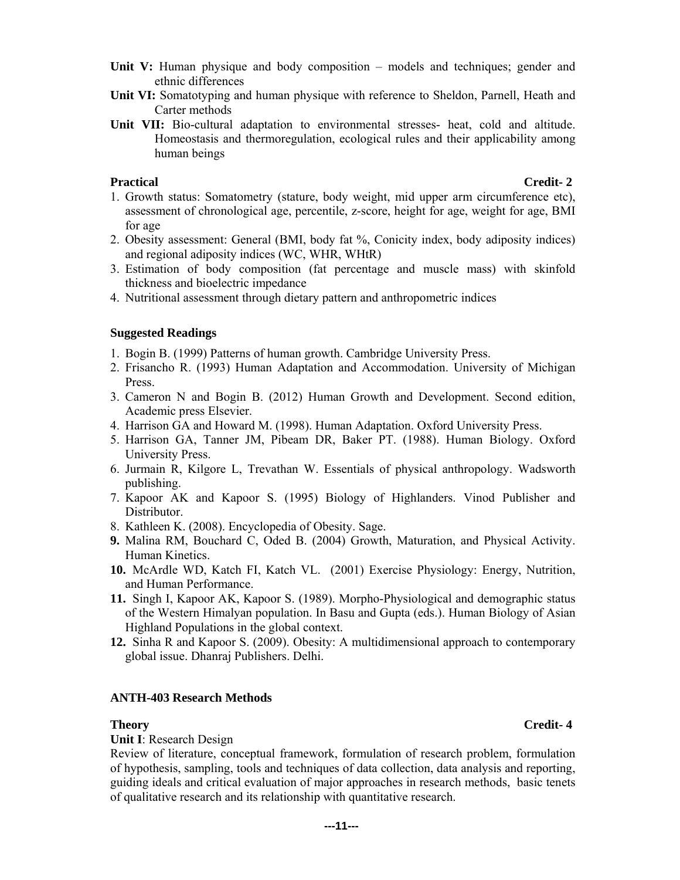**Unit V:** Human physique and body composition – models and techniques; gender and ethnic differences

**Unit VI:** Somatotyping and human physique with reference to Sheldon, Parnell, Heath and Carter methods

**Unit VII:** Bio-cultural adaptation to environmental stresses- heat, cold and altitude. Homeostasis and thermoregulation, ecological rules and their applicability among human beings

**Practical** **Credit- 2**

1. Growth status: Somatometry (stature, body weight, mid upper arm circumference etc), assessment of chronological age, percentile, z-score, height for age, weight for age, BMI for age
2. Obesity assessment: General (BMI, body fat %, Conicity index, body adiposity indices) and regional adiposity indices (WC, WHR, WHtR)
3. Estimation of body composition (fat percentage and muscle mass) with skinfold thickness and bioelectric impedance
4. Nutritional assessment through dietary pattern and anthropometric indices

**Suggested Readings**

1. Bogin B. (1999) Patterns of human growth. Cambridge University Press.
2. Frisancho R. (1993) Human Adaptation and Accommodation. University of Michigan Press.
3. Cameron N and Bogin B. (2012) Human Growth and Development. Second edition, Academic press Elsevier.
4. Harrison GA and Howard M. (1998). Human Adaptation. Oxford University Press.
5. Harrison GA, Tanner JM, Pibeam DR, Baker PT. (1988). Human Biology. Oxford University Press.
6. Jurmain R, Kilgore L, Trevathan W. Essentials of physical anthropology. Wadsworth publishing.
7. Kapoor AK and Kapoor S. (1995) Biology of Highlanders. Vinod Publisher and Distributor.
8. Kathleen K. (2008). Encyclopedia of Obesity. Sage.
9. Malina RM, Bouchard C, Oded B. (2004) Growth, Maturation, and Physical Activity. Human Kinetics.
10. McArdle WD, Katch FI, Katch VL. (2001) Exercise Physiology: Energy, Nutrition, and Human Performance.
11. Singh I, Kapoor AK, Kapoor S. (1989). Morpho-Physiological and demographic status of the Western Himalyan population. In Basu and Gupta (eds.). Human Biology of Asian Highland Populations in the global context.
12. Sinha R and Kapoor S. (2009). Obesity: A multidimensional approach to contemporary global issue. Dhanraj Publishers. Delhi.

### ANTH-403 Research Methods

**Theory** **Credit- 4**

**Unit I**: Research Design

Review of literature, conceptual framework, formulation of research problem, formulation of hypothesis, sampling, tools and techniques of data collection, data analysis and reporting, guiding ideals and critical evaluation of major approaches in research methods, basic tenets of qualitative research and its relationship with quantitative research.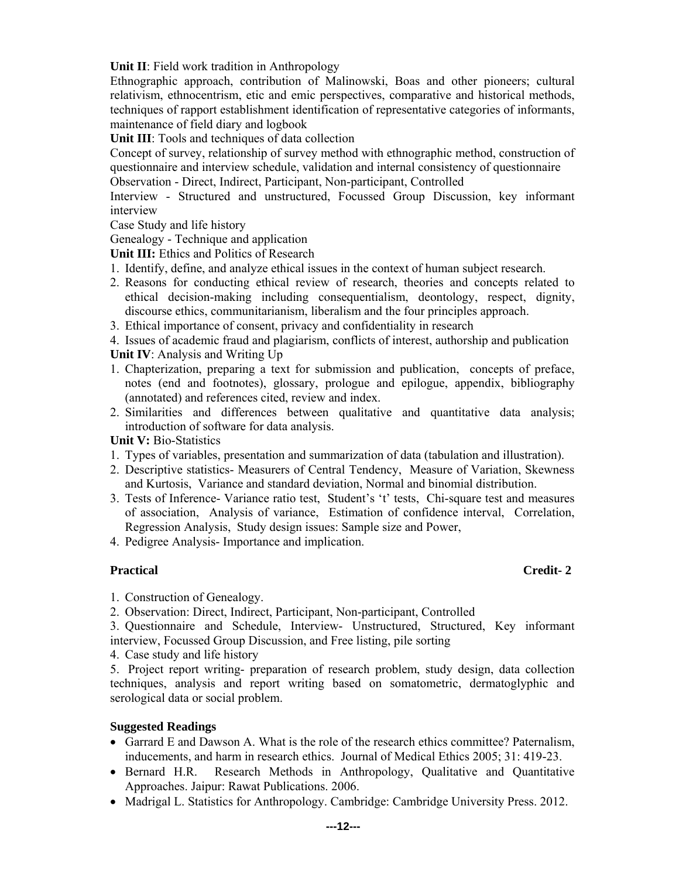**Unit II**: Field work tradition in Anthropology

Ethnographic approach, contribution of Malinowski, Boas and other pioneers; cultural relativism, ethnocentrism, etic and emic perspectives, comparative and historical methods, techniques of rapport establishment identification of representative categories of informants, maintenance of field diary and logbook

**Unit III**: Tools and techniques of data collection

Concept of survey, relationship of survey method with ethnographic method, construction of questionnaire and interview schedule, validation and internal consistency of questionnaire

Observation - Direct, Indirect, Participant, Non-participant, Controlled

Interview - Structured and unstructured, Focussed Group Discussion, key informant interview

Case Study and life history

Genealogy - Technique and application

**Unit III:** Ethics and Politics of Research

1. Identify, define, and analyze ethical issues in the context of human subject research.
2. Reasons for conducting ethical review of research, theories and concepts related to ethical decision-making including consequentialism, deontology, respect, dignity, discourse ethics, communitarianism, liberalism and the four principles approach.
3. Ethical importance of consent, privacy and confidentiality in research
4. Issues of academic fraud and plagiarism, conflicts of interest, authorship and publication

**Unit IV**: Analysis and Writing Up

1. Chapterization, preparing a text for submission and publication, concepts of preface, notes (end and footnotes), glossary, prologue and epilogue, appendix, bibliography (annotated) and references cited, review and index.
2. Similarities and differences between qualitative and quantitative data analysis; introduction of software for data analysis.

**Unit V:** Bio-Statistics

1. Types of variables, presentation and summarization of data (tabulation and illustration).
2. Descriptive statistics- Measurers of Central Tendency, Measure of Variation, Skewness and Kurtosis, Variance and standard deviation, Normal and binomial distribution.
3. Tests of Inference- Variance ratio test, Student's 't' tests, Chi-square test and measures of association, Analysis of variance, Estimation of confidence interval, Correlation, Regression Analysis, Study design issues: Sample size and Power,
4. Pedigree Analysis- Importance and implication.

**Practical** **Credit- 2**

1. Construction of Genealogy.
2. Observation: Direct, Indirect, Participant, Non-participant, Controlled
3. Questionnaire and Schedule, Interview- Unstructured, Structured, Key informant interview, Focussed Group Discussion, and Free listing, pile sorting
4. Case study and life history
5. Project report writing- preparation of research problem, study design, data collection techniques, analysis and report writing based on somatometric, dermatoglyphic and serological data or social problem.

**Suggested Readings**

- Garrard E and Dawson A. What is the role of the research ethics committee? Paternalism, inducements, and harm in research ethics. Journal of Medical Ethics 2005; 31: 419-23.
- Bernard H.R. Research Methods in Anthropology, Qualitative and Quantitative Approaches. Jaipur: Rawat Publications. 2006.
- Madrigal L. Statistics for Anthropology. Cambridge: Cambridge University Press. 2012.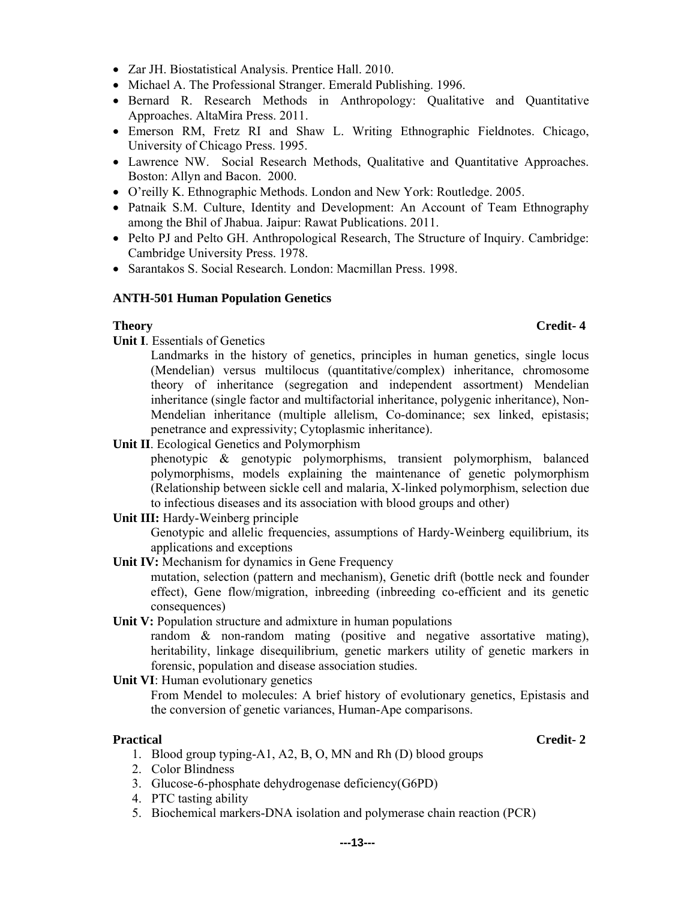- Zar JH. Biostatistical Analysis. Prentice Hall. 2010.
- Michael A. The Professional Stranger. Emerald Publishing. 1996.
- Bernard R. Research Methods in Anthropology: Qualitative and Quantitative Approaches. AltaMira Press. 2011.
- Emerson RM, Fretz RI and Shaw L. Writing Ethnographic Fieldnotes. Chicago, University of Chicago Press. 1995.
- Lawrence NW. Social Research Methods, Qualitative and Quantitative Approaches. Boston: Allyn and Bacon. 2000.
- O'reilly K. Ethnographic Methods. London and New York: Routledge. 2005.
- Patnaik S.M. Culture, Identity and Development: An Account of Team Ethnography among the Bhil of Jhabua. Jaipur: Rawat Publications. 2011.
- Pelto PJ and Pelto GH. Anthropological Research, The Structure of Inquiry. Cambridge: Cambridge University Press. 1978.
- Sarantakos S. Social Research. London: Macmillan Press. 1998.

**ANTH-501 Human Population Genetics**

**Theory** **Credit- 4**

**Unit I**. Essentials of Genetics

Landmarks in the history of genetics, principles in human genetics, single locus (Mendelian) versus multilocus (quantitative/complex) inheritance, chromosome theory of inheritance (segregation and independent assortment) Mendelian inheritance (single factor and multifactorial inheritance, polygenic inheritance), Non-Mendelian inheritance (multiple allelism, Co-dominance; sex linked, epistasis; penetrance and expressivity; Cytoplasmic inheritance).

**Unit II**. Ecological Genetics and Polymorphism

phenotypic & genotypic polymorphisms, transient polymorphism, balanced polymorphisms, models explaining the maintenance of genetic polymorphism (Relationship between sickle cell and malaria, X-linked polymorphism, selection due to infectious diseases and its association with blood groups and other)

**Unit III:** Hardy-Weinberg principle

Genotypic and allelic frequencies, assumptions of Hardy-Weinberg equilibrium, its applications and exceptions

**Unit IV:** Mechanism for dynamics in Gene Frequency

mutation, selection (pattern and mechanism), Genetic drift (bottle neck and founder effect), Gene flow/migration, inbreeding (inbreeding co-efficient and its genetic consequences)

**Unit V:** Population structure and admixture in human populations

random & non-random mating (positive and negative assortative mating), heritability, linkage disequilibrium, genetic markers utility of genetic markers in forensic, population and disease association studies.

**Unit VI**: Human evolutionary genetics

From Mendel to molecules: A brief history of evolutionary genetics, Epistasis and the conversion of genetic variances, Human-Ape comparisons.

**Practical** **Credit- 2**

1. Blood group typing-A1, A2, B, O, MN and Rh (D) blood groups
2. Color Blindness
3. Glucose-6-phosphate dehydrogenase deficiency(G6PD)
4. PTC tasting ability
5. Biochemical markers-DNA isolation and polymerase chain reaction (PCR)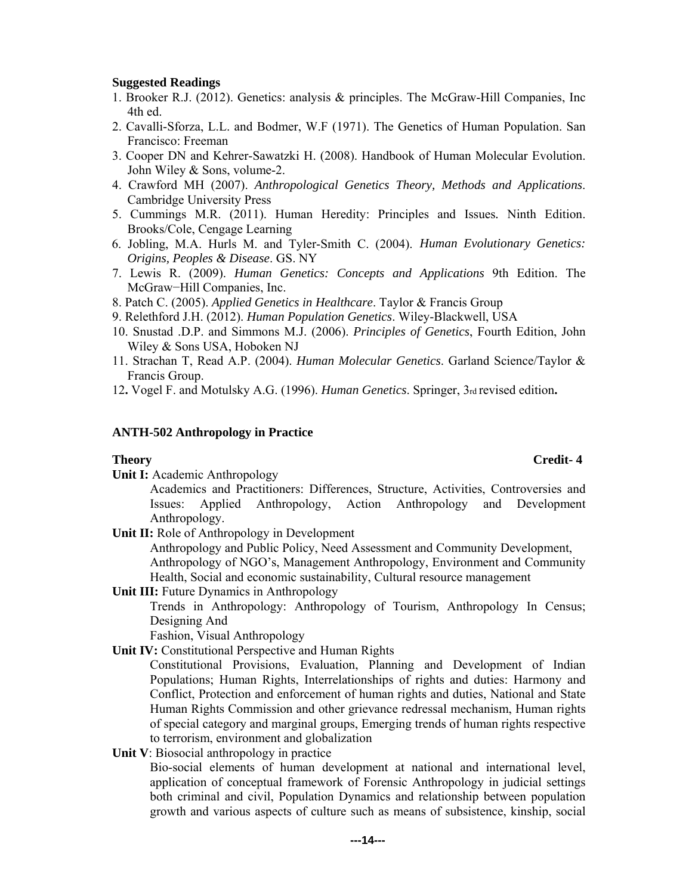**Suggested Readings**

1. Brooker R.J. (2012). Genetics: analysis & principles. The McGraw-Hill Companies, Inc 4th ed.
2. Cavalli-Sforza, L.L. and Bodmer, W.F (1971). The Genetics of Human Population. San Francisco: Freeman
3. Cooper DN and Kehrer-Sawatzki H. (2008). Handbook of Human Molecular Evolution. John Wiley & Sons, volume-2.
4. Crawford MH (2007). *Anthropological Genetics Theory, Methods and Applications*. Cambridge University Press
5. Cummings M.R. (2011). Human Heredity: Principles and Issues. Ninth Edition. Brooks/Cole, Cengage Learning
6. Jobling, M.A. Hurls M. and Tyler-Smith C. (2004). *Human Evolutionary Genetics: Origins, Peoples & Disease*. GS. NY
7. Lewis R. (2009). *Human Genetics: Concepts and Applications* 9th Edition. The McGraw−Hill Companies, Inc.
8. Patch C. (2005). *Applied Genetics in Healthcare*. Taylor & Francis Group
9. Relethford J.H. (2012). *Human Population Genetics*. Wiley-Blackwell, USA
10. Snustad .D.P. and Simmons M.J. (2006). *Principles of Genetics*, Fourth Edition, John Wiley & Sons USA, Hoboken NJ
11. Strachan T, Read A.P. (2004). *Human Molecular Genetics*. Garland Science/Taylor & Francis Group.
12. Vogel F. and Motulsky A.G. (1996). *Human Genetics*. Springer, 3rd revised edition**.**

## ANTH-502 Anthropology in Practice

**Theory** **Credit- 4**

**Unit I:** Academic Anthropology

Academics and Practitioners: Differences, Structure, Activities, Controversies and Issues: Applied Anthropology, Action Anthropology and Development Anthropology.

**Unit II:** Role of Anthropology in Development

Anthropology and Public Policy, Need Assessment and Community Development, Anthropology of NGO's, Management Anthropology, Environment and Community Health, Social and economic sustainability, Cultural resource management

**Unit III:** Future Dynamics in Anthropology

Trends in Anthropology: Anthropology of Tourism, Anthropology In Census; Designing And
Fashion, Visual Anthropology

**Unit IV:** Constitutional Perspective and Human Rights

Constitutional Provisions, Evaluation, Planning and Development of Indian Populations; Human Rights, Interrelationships of rights and duties: Harmony and Conflict, Protection and enforcement of human rights and duties, National and State Human Rights Commission and other grievance redressal mechanism, Human rights of special category and marginal groups, Emerging trends of human rights respective to terrorism, environment and globalization

**Unit V**: Biosocial anthropology in practice

Bio-social elements of human development at national and international level, application of conceptual framework of Forensic Anthropology in judicial settings both criminal and civil, Population Dynamics and relationship between population growth and various aspects of culture such as means of subsistence, kinship, social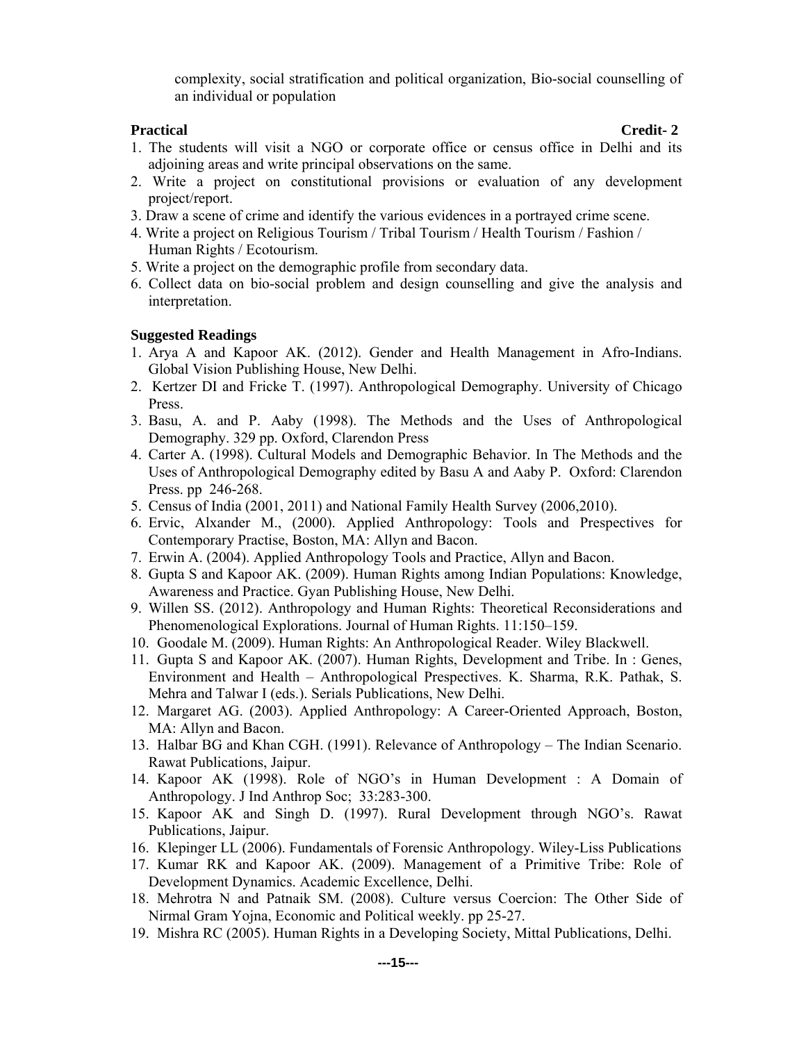complexity, social stratification and political organization, Bio-social counselling of an individual or population

**Practical** **Credit- 2**

1. The students will visit a NGO or corporate office or census office in Delhi and its adjoining areas and write principal observations on the same.
2. Write a project on constitutional provisions or evaluation of any development project/report.
3. Draw a scene of crime and identify the various evidences in a portrayed crime scene.
4. Write a project on Religious Tourism / Tribal Tourism / Health Tourism / Fashion / Human Rights / Ecotourism.
5. Write a project on the demographic profile from secondary data.
6. Collect data on bio-social problem and design counselling and give the analysis and interpretation.

**Suggested Readings**

1. Arya A and Kapoor AK. (2012). Gender and Health Management in Afro-Indians. Global Vision Publishing House, New Delhi.
2. Kertzer DI and Fricke T. (1997). Anthropological Demography. University of Chicago Press.
3. Basu, A. and P. Aaby (1998). The Methods and the Uses of Anthropological Demography. 329 pp. Oxford, Clarendon Press
4. Carter A. (1998). Cultural Models and Demographic Behavior. In The Methods and the Uses of Anthropological Demography edited by Basu A and Aaby P. Oxford: Clarendon Press. pp 246-268.
5. Census of India (2001, 2011) and National Family Health Survey (2006,2010).
6. Ervic, Alxander M., (2000). Applied Anthropology: Tools and Prespectives for Contemporary Practise, Boston, MA: Allyn and Bacon.
7. Erwin A. (2004). Applied Anthropology Tools and Practice, Allyn and Bacon.
8. Gupta S and Kapoor AK. (2009). Human Rights among Indian Populations: Knowledge, Awareness and Practice. Gyan Publishing House, New Delhi.
9. Willen SS. (2012). Anthropology and Human Rights: Theoretical Reconsiderations and Phenomenological Explorations. Journal of Human Rights. 11:150–159.
10. Goodale M. (2009). Human Rights: An Anthropological Reader. Wiley Blackwell.
11. Gupta S and Kapoor AK. (2007). Human Rights, Development and Tribe. In : Genes, Environment and Health – Anthropological Prespectives. K. Sharma, R.K. Pathak, S. Mehra and Talwar I (eds.). Serials Publications, New Delhi.
12. Margaret AG. (2003). Applied Anthropology: A Career-Oriented Approach, Boston, MA: Allyn and Bacon.
13. Halbar BG and Khan CGH. (1991). Relevance of Anthropology – The Indian Scenario. Rawat Publications, Jaipur.
14. Kapoor AK (1998). Role of NGO's in Human Development : A Domain of Anthropology. J Ind Anthrop Soc; 33:283-300.
15. Kapoor AK and Singh D. (1997). Rural Development through NGO's. Rawat Publications, Jaipur.
16. Klepinger LL (2006). Fundamentals of Forensic Anthropology. Wiley-Liss Publications
17. Kumar RK and Kapoor AK. (2009). Management of a Primitive Tribe: Role of Development Dynamics. Academic Excellence, Delhi.
18. Mehrotra N and Patnaik SM. (2008). Culture versus Coercion: The Other Side of Nirmal Gram Yojna, Economic and Political weekly. pp 25-27.
19. Mishra RC (2005). Human Rights in a Developing Society, Mittal Publications, Delhi.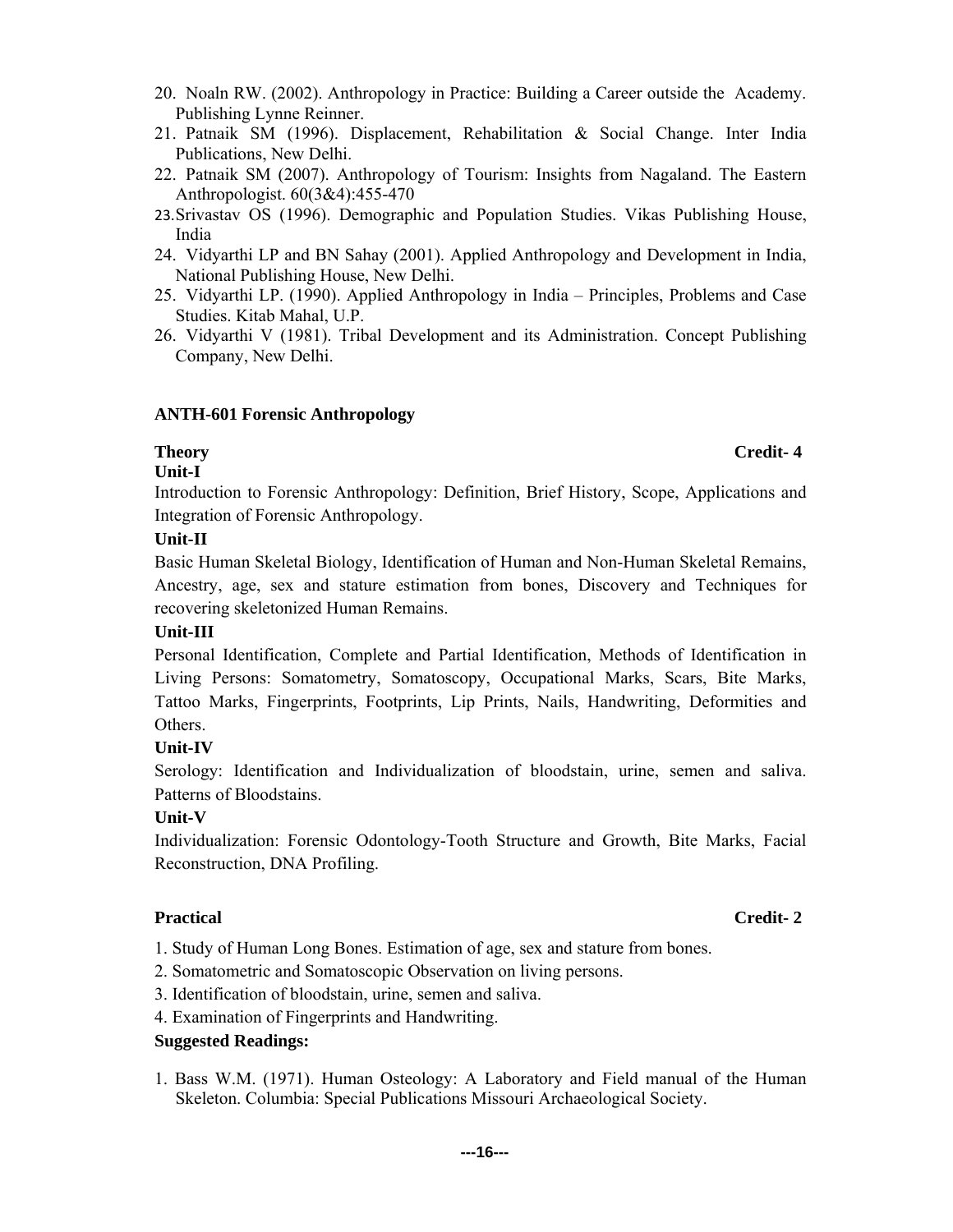20. Noaln RW. (2002). Anthropology in Practice: Building a Career outside the Academy. Publishing Lynne Reinner.
21. Patnaik SM (1996). Displacement, Rehabilitation & Social Change. Inter India Publications, New Delhi.
22. Patnaik SM (2007). Anthropology of Tourism: Insights from Nagaland. The Eastern Anthropologist. 60(3&4):455-470
23. Srivastav OS (1996). Demographic and Population Studies. Vikas Publishing House, India
24. Vidyarthi LP and BN Sahay (2001). Applied Anthropology and Development in India, National Publishing House, New Delhi.
25. Vidyarthi LP. (1990). Applied Anthropology in India – Principles, Problems and Case Studies. Kitab Mahal, U.P.
26. Vidyarthi V (1981). Tribal Development and its Administration. Concept Publishing Company, New Delhi.

## ANTH-601 Forensic Anthropology

**Theory** **Credit- 4**

**Unit-I**

Introduction to Forensic Anthropology: Definition, Brief History, Scope, Applications and Integration of Forensic Anthropology.

**Unit-II**

Basic Human Skeletal Biology, Identification of Human and Non-Human Skeletal Remains, Ancestry, age, sex and stature estimation from bones, Discovery and Techniques for recovering skeletonized Human Remains.

**Unit-III**

Personal Identification, Complete and Partial Identification, Methods of Identification in Living Persons: Somatometry, Somatoscopy, Occupational Marks, Scars, Bite Marks, Tattoo Marks, Fingerprints, Footprints, Lip Prints, Nails, Handwriting, Deformities and Others.

**Unit-IV**

Serology: Identification and Individualization of bloodstain, urine, semen and saliva. Patterns of Bloodstains.

**Unit-V**

Individualization: Forensic Odontology-Tooth Structure and Growth, Bite Marks, Facial Reconstruction, DNA Profiling.

**Practical** **Credit- 2**

1. Study of Human Long Bones. Estimation of age, sex and stature from bones.
2. Somatometric and Somatoscopic Observation on living persons.
3. Identification of bloodstain, urine, semen and saliva.
4. Examination of Fingerprints and Handwriting.

**Suggested Readings:**

1. Bass W.M. (1971). Human Osteology: A Laboratory and Field manual of the Human Skeleton. Columbia: Special Publications Missouri Archaeological Society.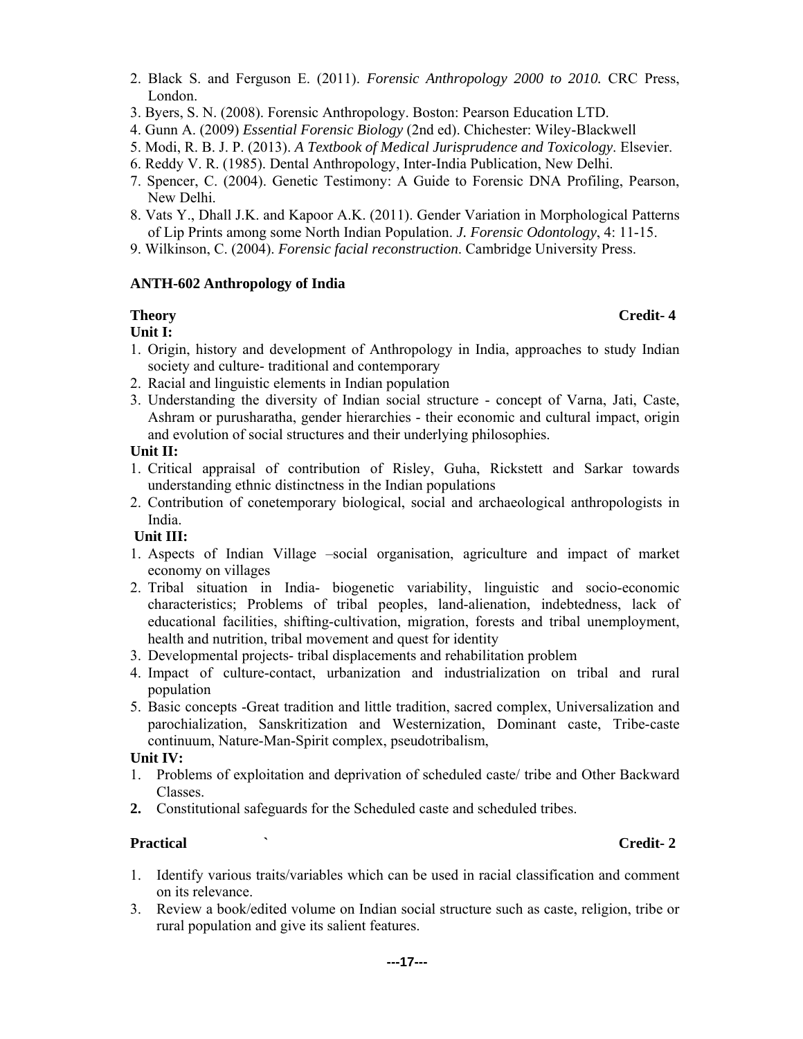2. Black S. and Ferguson E. (2011). *Forensic Anthropology 2000 to 2010.* CRC Press, London.
3. Byers, S. N. (2008). Forensic Anthropology. Boston: Pearson Education LTD.
4. Gunn A. (2009) *Essential Forensic Biology* (2nd ed). Chichester: Wiley-Blackwell
5. Modi, R. B. J. P. (2013). *A Textbook of Medical Jurisprudence and Toxicology*. Elsevier.
6. Reddy V. R. (1985). Dental Anthropology, Inter-India Publication, New Delhi.
7. Spencer, C. (2004). Genetic Testimony: A Guide to Forensic DNA Profiling, Pearson, New Delhi.
8. Vats Y., Dhall J.K. and Kapoor A.K. (2011). Gender Variation in Morphological Patterns of Lip Prints among some North Indian Population. *J. Forensic Odontology*, 4: 11-15.
9. Wilkinson, C. (2004). *Forensic facial reconstruction*. Cambridge University Press.

**ANTH-602 Anthropology of India**

**Theory** **Credit- 4**

**Unit I:**

1. Origin, history and development of Anthropology in India, approaches to study Indian society and culture- traditional and contemporary
2. Racial and linguistic elements in Indian population
3. Understanding the diversity of Indian social structure - concept of Varna, Jati, Caste, Ashram or purusharatha, gender hierarchies - their economic and cultural impact, origin and evolution of social structures and their underlying philosophies.

**Unit II:**

1. Critical appraisal of contribution of Risley, Guha, Rickstett and Sarkar towards understanding ethnic distinctness in the Indian populations
2. Contribution of conetemporary biological, social and archaeological anthropologists in India.

**Unit III:**

1. Aspects of Indian Village –social organisation, agriculture and impact of market economy on villages
2. Tribal situation in India- biogenetic variability, linguistic and socio-economic characteristics; Problems of tribal peoples, land-alienation, indebtedness, lack of educational facilities, shifting-cultivation, migration, forests and tribal unemployment, health and nutrition, tribal movement and quest for identity
3. Developmental projects- tribal displacements and rehabilitation problem
4. Impact of culture-contact, urbanization and industrialization on tribal and rural population
5. Basic concepts -Great tradition and little tradition, sacred complex, Universalization and parochialization, Sanskritization and Westernization, Dominant caste, Tribe-caste continuum, Nature-Man-Spirit complex, pseudotribalism,

**Unit IV:**

1. Problems of exploitation and deprivation of scheduled caste/ tribe and Other Backward Classes.
2. Constitutional safeguards for the Scheduled caste and scheduled tribes.

**Practical** ` **Credit- 2**

1. Identify various traits/variables which can be used in racial classification and comment on its relevance.
3. Review a book/edited volume on Indian social structure such as caste, religion, tribe or rural population and give its salient features.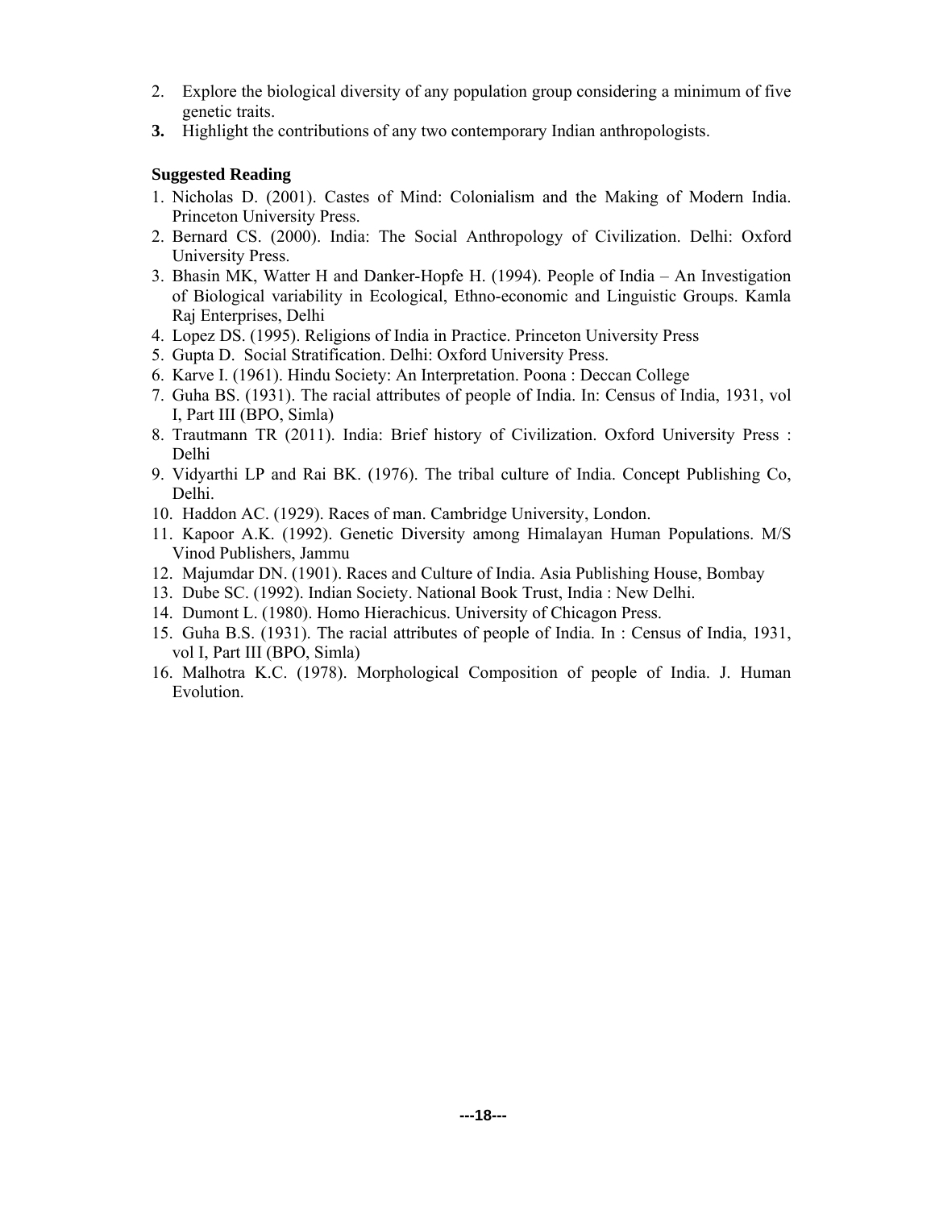2. Explore the biological diversity of any population group considering a minimum of five genetic traits.
3. Highlight the contributions of any two contemporary Indian anthropologists.

**Suggested Reading**

1. Nicholas D. (2001). Castes of Mind: Colonialism and the Making of Modern India. Princeton University Press.
2. Bernard CS. (2000). India: The Social Anthropology of Civilization. Delhi: Oxford University Press.
3. Bhasin MK, Watter H and Danker-Hopfe H. (1994). People of India – An Investigation of Biological variability in Ecological, Ethno-economic and Linguistic Groups. Kamla Raj Enterprises, Delhi
4. Lopez DS. (1995). Religions of India in Practice. Princeton University Press
5. Gupta D. Social Stratification. Delhi: Oxford University Press.
6. Karve I. (1961). Hindu Society: An Interpretation. Poona : Deccan College
7. Guha BS. (1931). The racial attributes of people of India. In: Census of India, 1931, vol I, Part III (BPO, Simla)
8. Trautmann TR (2011). India: Brief history of Civilization. Oxford University Press : Delhi
9. Vidyarthi LP and Rai BK. (1976). The tribal culture of India. Concept Publishing Co, Delhi.
10. Haddon AC. (1929). Races of man. Cambridge University, London.
11. Kapoor A.K. (1992). Genetic Diversity among Himalayan Human Populations. M/S Vinod Publishers, Jammu
12. Majumdar DN. (1901). Races and Culture of India. Asia Publishing House, Bombay
13. Dube SC. (1992). Indian Society. National Book Trust, India : New Delhi.
14. Dumont L. (1980). Homo Hierachicus. University of Chicagon Press.
15. Guha B.S. (1931). The racial attributes of people of India. In : Census of India, 1931, vol I, Part III (BPO, Simla)
16. Malhotra K.C. (1978). Morphological Composition of people of India. J. Human Evolution.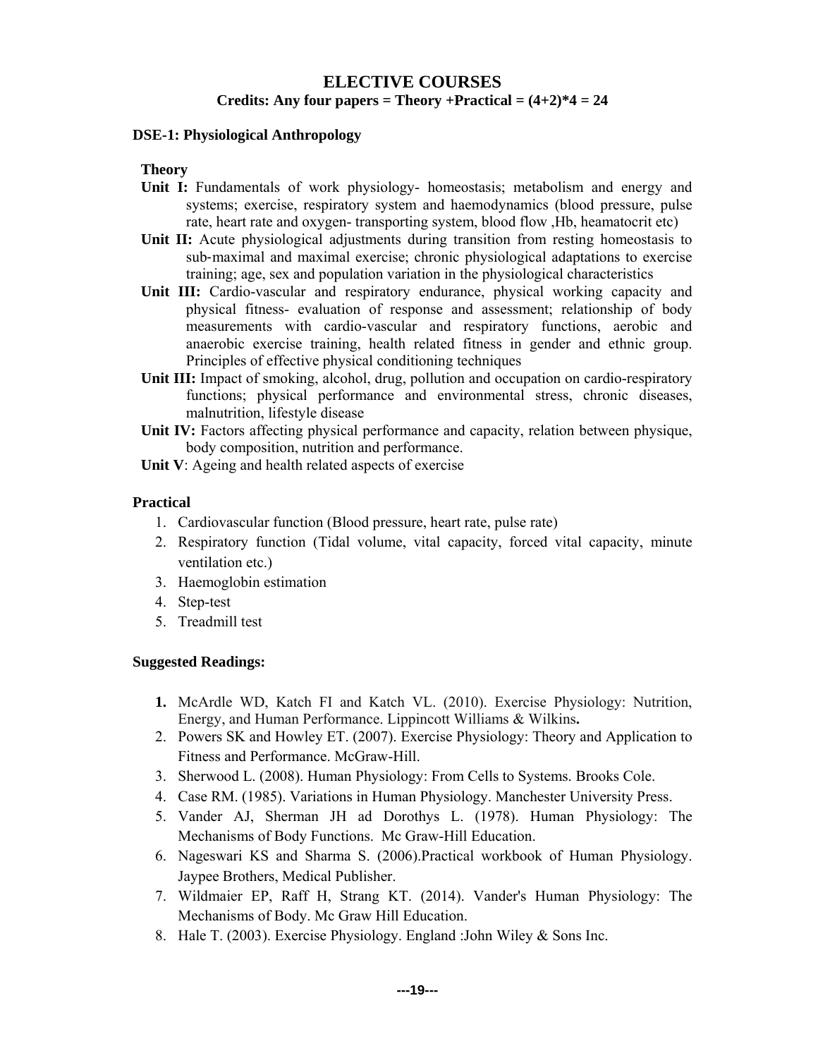# ELECTIVE COURSES

**Credits: Any four papers = Theory +Practical = (4+2)*4 = 24**

## DSE-1: Physiological Anthropology

### Theory

**Unit I:** Fundamentals of work physiology- homeostasis; metabolism and energy and systems; exercise, respiratory system and haemodynamics (blood pressure, pulse rate, heart rate and oxygen- transporting system, blood flow ,Hb, heamatocrit etc)

**Unit II:** Acute physiological adjustments during transition from resting homeostasis to sub-maximal and maximal exercise; chronic physiological adaptations to exercise training; age, sex and population variation in the physiological characteristics

**Unit III:** Cardio-vascular and respiratory endurance, physical working capacity and physical fitness- evaluation of response and assessment; relationship of body measurements with cardio-vascular and respiratory functions, aerobic and anaerobic exercise training, health related fitness in gender and ethnic group. Principles of effective physical conditioning techniques

**Unit III:** Impact of smoking, alcohol, drug, pollution and occupation on cardio-respiratory functions; physical performance and environmental stress, chronic diseases, malnutrition, lifestyle disease

**Unit IV:** Factors affecting physical performance and capacity, relation between physique, body composition, nutrition and performance.

**Unit V**: Ageing and health related aspects of exercise

### Practical

1. Cardiovascular function (Blood pressure, heart rate, pulse rate)
2. Respiratory function (Tidal volume, vital capacity, forced vital capacity, minute ventilation etc.)
3. Haemoglobin estimation
4. Step-test
5. Treadmill test

### Suggested Readings:

1. McArdle WD, Katch FI and Katch VL. (2010). Exercise Physiology: Nutrition, Energy, and Human Performance. Lippincott Williams & Wilkins**.**
2. Powers SK and Howley ET. (2007). Exercise Physiology: Theory and Application to Fitness and Performance. McGraw-Hill.
3. Sherwood L. (2008). Human Physiology: From Cells to Systems. Brooks Cole.
4. Case RM. (1985). Variations in Human Physiology. Manchester University Press.
5. Vander AJ, Sherman JH ad Dorothys L. (1978). Human Physiology: The Mechanisms of Body Functions. Mc Graw-Hill Education.
6. Nageswari KS and Sharma S. (2006).Practical workbook of Human Physiology. Jaypee Brothers, Medical Publisher.
7. Wildmaier EP, Raff H, Strang KT. (2014). Vander's Human Physiology: The Mechanisms of Body. Mc Graw Hill Education.
8. Hale T. (2003). Exercise Physiology. England :John Wiley & Sons Inc.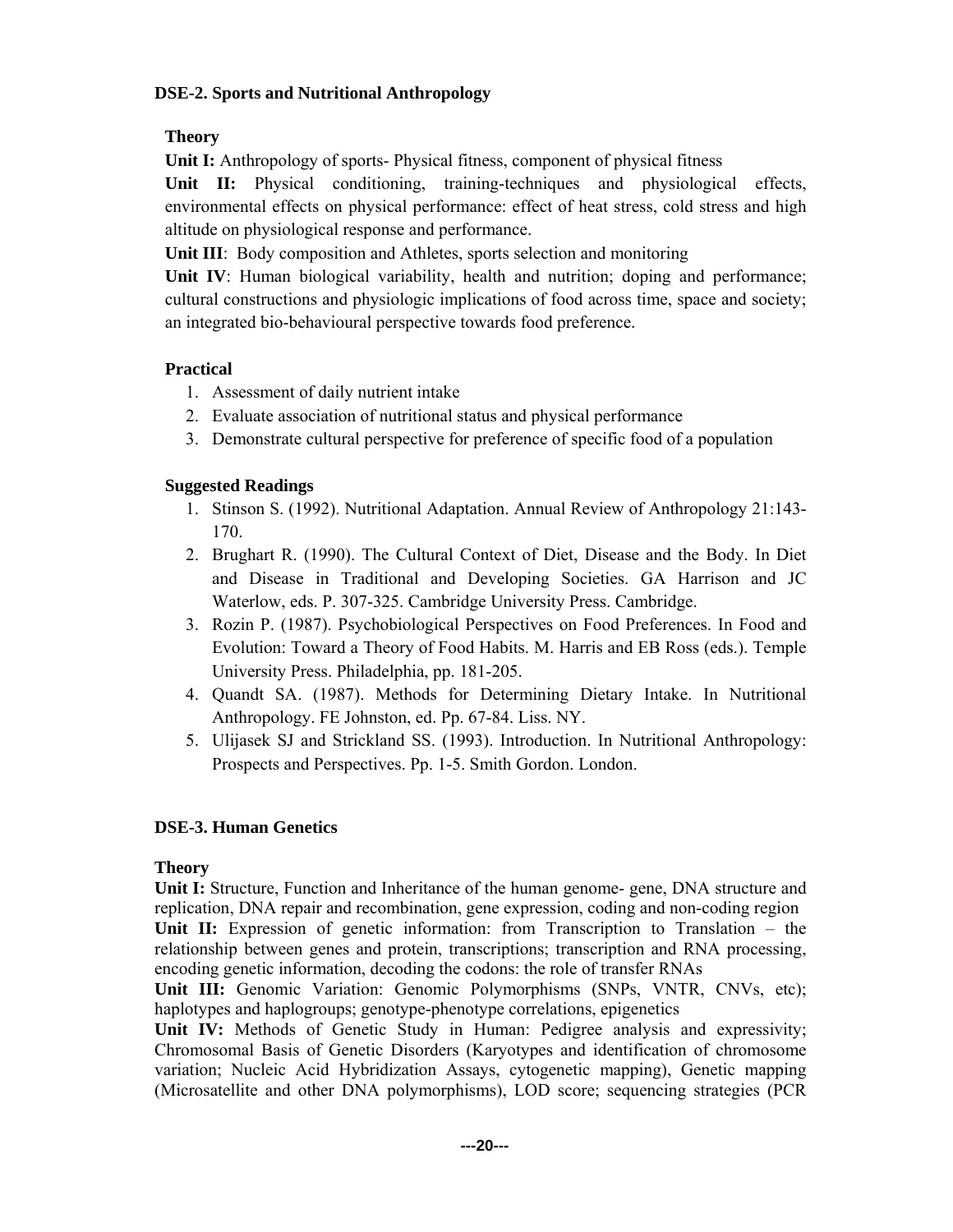## DSE-2. Sports and Nutritional Anthropology

### Theory

**Unit I:** Anthropology of sports- Physical fitness, component of physical fitness

**Unit II:** Physical conditioning, training-techniques and physiological effects, environmental effects on physical performance: effect of heat stress, cold stress and high altitude on physiological response and performance.

**Unit III**: Body composition and Athletes, sports selection and monitoring

**Unit IV**: Human biological variability, health and nutrition; doping and performance; cultural constructions and physiologic implications of food across time, space and society; an integrated bio-behavioural perspective towards food preference.

### Practical

1. Assessment of daily nutrient intake
2. Evaluate association of nutritional status and physical performance
3. Demonstrate cultural perspective for preference of specific food of a population

### Suggested Readings

1. Stinson S. (1992). Nutritional Adaptation. Annual Review of Anthropology 21:143-170.
2. Brughart R. (1990). The Cultural Context of Diet, Disease and the Body. In Diet and Disease in Traditional and Developing Societies. GA Harrison and JC Waterlow, eds. P. 307-325. Cambridge University Press. Cambridge.
3. Rozin P. (1987). Psychobiological Perspectives on Food Preferences. In Food and Evolution: Toward a Theory of Food Habits. M. Harris and EB Ross (eds.). Temple University Press. Philadelphia, pp. 181-205.
4. Quandt SA. (1987). Methods for Determining Dietary Intake. In Nutritional Anthropology. FE Johnston, ed. Pp. 67-84. Liss. NY.
5. Ulijasek SJ and Strickland SS. (1993). Introduction. In Nutritional Anthropology: Prospects and Perspectives. Pp. 1-5. Smith Gordon. London.

## DSE-3. Human Genetics

### Theory

**Unit I:** Structure, Function and Inheritance of the human genome- gene, DNA structure and replication, DNA repair and recombination, gene expression, coding and non-coding region

**Unit II:** Expression of genetic information: from Transcription to Translation – the relationship between genes and protein, transcriptions; transcription and RNA processing, encoding genetic information, decoding the codons: the role of transfer RNAs

**Unit III:** Genomic Variation: Genomic Polymorphisms (SNPs, VNTR, CNVs, etc); haplotypes and haplogroups; genotype-phenotype correlations, epigenetics

**Unit IV:** Methods of Genetic Study in Human: Pedigree analysis and expressivity; Chromosomal Basis of Genetic Disorders (Karyotypes and identification of chromosome variation; Nucleic Acid Hybridization Assays, cytogenetic mapping), Genetic mapping (Microsatellite and other DNA polymorphisms), LOD score; sequencing strategies (PCR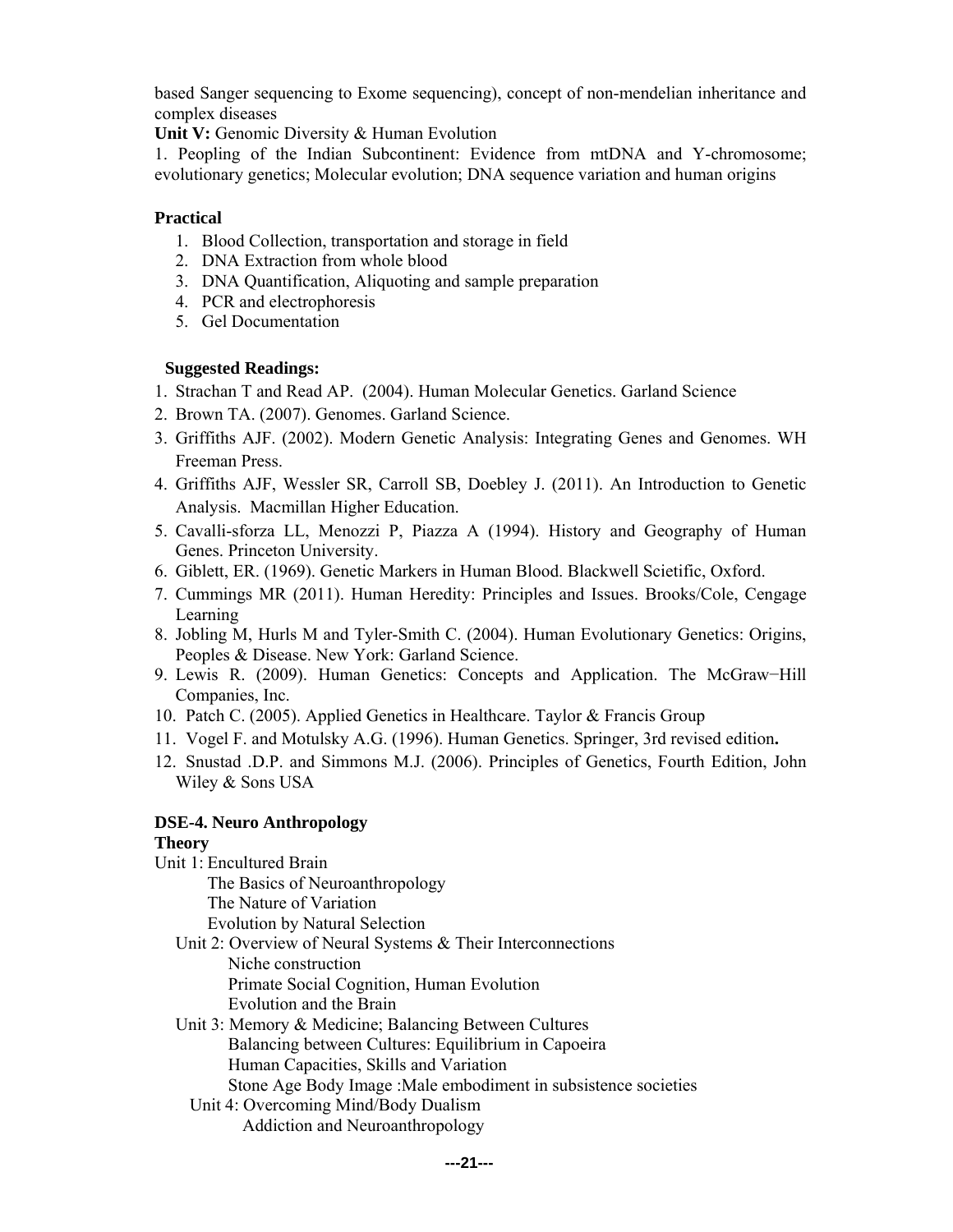based Sanger sequencing to Exome sequencing), concept of non-mendelian inheritance and complex diseases

**Unit V:** Genomic Diversity & Human Evolution

1. Peopling of the Indian Subcontinent: Evidence from mtDNA and Y-chromosome; evolutionary genetics; Molecular evolution; DNA sequence variation and human origins

**Practical**

1. Blood Collection, transportation and storage in field
2. DNA Extraction from whole blood
3. DNA Quantification, Aliquoting and sample preparation
4. PCR and electrophoresis
5. Gel Documentation

**Suggested Readings:**

1. Strachan T and Read AP. (2004). Human Molecular Genetics. Garland Science
2. Brown TA. (2007). Genomes. Garland Science.
3. Griffiths AJF. (2002). Modern Genetic Analysis: Integrating Genes and Genomes. WH Freeman Press.
4. Griffiths AJF, Wessler SR, Carroll SB, Doebley J. (2011). An Introduction to Genetic Analysis. Macmillan Higher Education.
5. Cavalli-sforza LL, Menozzi P, Piazza A (1994). History and Geography of Human Genes. Princeton University.
6. Giblett, ER. (1969). Genetic Markers in Human Blood. Blackwell Scietific, Oxford.
7. Cummings MR (2011). Human Heredity: Principles and Issues. Brooks/Cole, Cengage Learning
8. Jobling M, Hurls M and Tyler-Smith C. (2004). Human Evolutionary Genetics: Origins, Peoples & Disease. New York: Garland Science.
9. Lewis R. (2009). Human Genetics: Concepts and Application. The McGraw−Hill Companies, Inc.
10. Patch C. (2005). Applied Genetics in Healthcare. Taylor & Francis Group
11. Vogel F. and Motulsky A.G. (1996). Human Genetics. Springer, 3rd revised edition**.**
12. Snustad .D.P. and Simmons M.J. (2006). Principles of Genetics, Fourth Edition, John Wiley & Sons USA

**DSE-4. Neuro Anthropology**

**Theory**

Unit 1: Encultured Brain
- The Basics of Neuroanthropology
- The Nature of Variation
- Evolution by Natural Selection

Unit 2: Overview of Neural Systems & Their Interconnections
- Niche construction
- Primate Social Cognition, Human Evolution
- Evolution and the Brain

Unit 3: Memory & Medicine; Balancing Between Cultures
- Balancing between Cultures: Equilibrium in Capoeira
- Human Capacities, Skills and Variation
- Stone Age Body Image :Male embodiment in subsistence societies

Unit 4: Overcoming Mind/Body Dualism
- Addiction and Neuroanthropology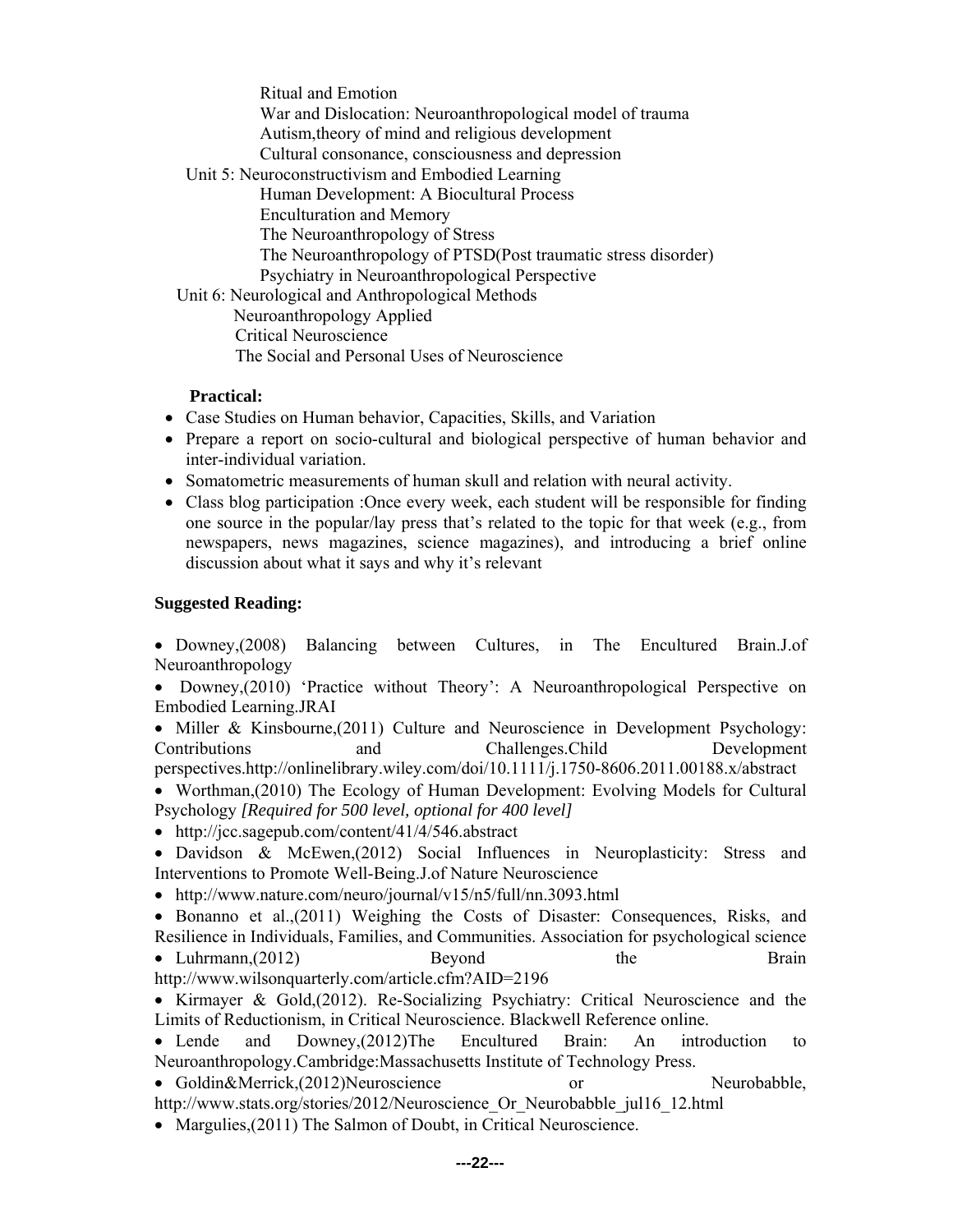Ritual and Emotion
War and Dislocation: Neuroanthropological model of trauma
Autism,theory of mind and religious development
Cultural consonance, consciousness and depression

Unit 5: Neuroconstructivism and Embodied Learning
Human Development: A Biocultural Process
Enculturation and Memory
The Neuroanthropology of Stress
The Neuroanthropology of PTSD(Post traumatic stress disorder)
Psychiatry in Neuroanthropological Perspective

Unit 6: Neurological and Anthropological Methods
Neuroanthropology Applied
Critical Neuroscience
The Social and Personal Uses of Neuroscience

**Practical:**

- Case Studies on Human behavior, Capacities, Skills, and Variation
- Prepare a report on socio-cultural and biological perspective of human behavior and inter-individual variation.
- Somatometric measurements of human skull and relation with neural activity.
- Class blog participation :Once every week, each student will be responsible for finding one source in the popular/lay press that's related to the topic for that week (e.g., from newspapers, news magazines, science magazines), and introducing a brief online discussion about what it says and why it's relevant

**Suggested Reading:**

- Downey,(2008) Balancing between Cultures, in The Encultured Brain.J.of Neuroanthropology
- Downey,(2010) 'Practice without Theory': A Neuroanthropological Perspective on Embodied Learning.JRAI
- Miller & Kinsbourne,(2011) Culture and Neuroscience in Development Psychology: Contributions and Challenges.Child Development perspectives.http://onlinelibrary.wiley.com/doi/10.1111/j.1750-8606.2011.00188.x/abstract
- Worthman,(2010) The Ecology of Human Development: Evolving Models for Cultural Psychology *[Required for 500 level, optional for 400 level]*
- http://jcc.sagepub.com/content/41/4/546.abstract
- Davidson & McEwen,(2012) Social Influences in Neuroplasticity: Stress and Interventions to Promote Well-Being.J.of Nature Neuroscience
- http://www.nature.com/neuro/journal/v15/n5/full/nn.3093.html
- Bonanno et al.,(2011) Weighing the Costs of Disaster: Consequences, Risks, and Resilience in Individuals, Families, and Communities. Association for psychological science
- Luhrmann,(2012) Beyond the Brain http://www.wilsonquarterly.com/article.cfm?AID=2196
- Kirmayer & Gold,(2012). Re-Socializing Psychiatry: Critical Neuroscience and the Limits of Reductionism, in Critical Neuroscience. Blackwell Reference online.
- Lende and Downey,(2012)The Encultured Brain: An introduction to Neuroanthropology.Cambridge:Massachusetts Institute of Technology Press.
- Goldin&Merrick,(2012)Neuroscience or Neurobabble, http://www.stats.org/stories/2012/Neuroscience_Or_Neurobabble_jul16_12.html
- Margulies,(2011) The Salmon of Doubt, in Critical Neuroscience.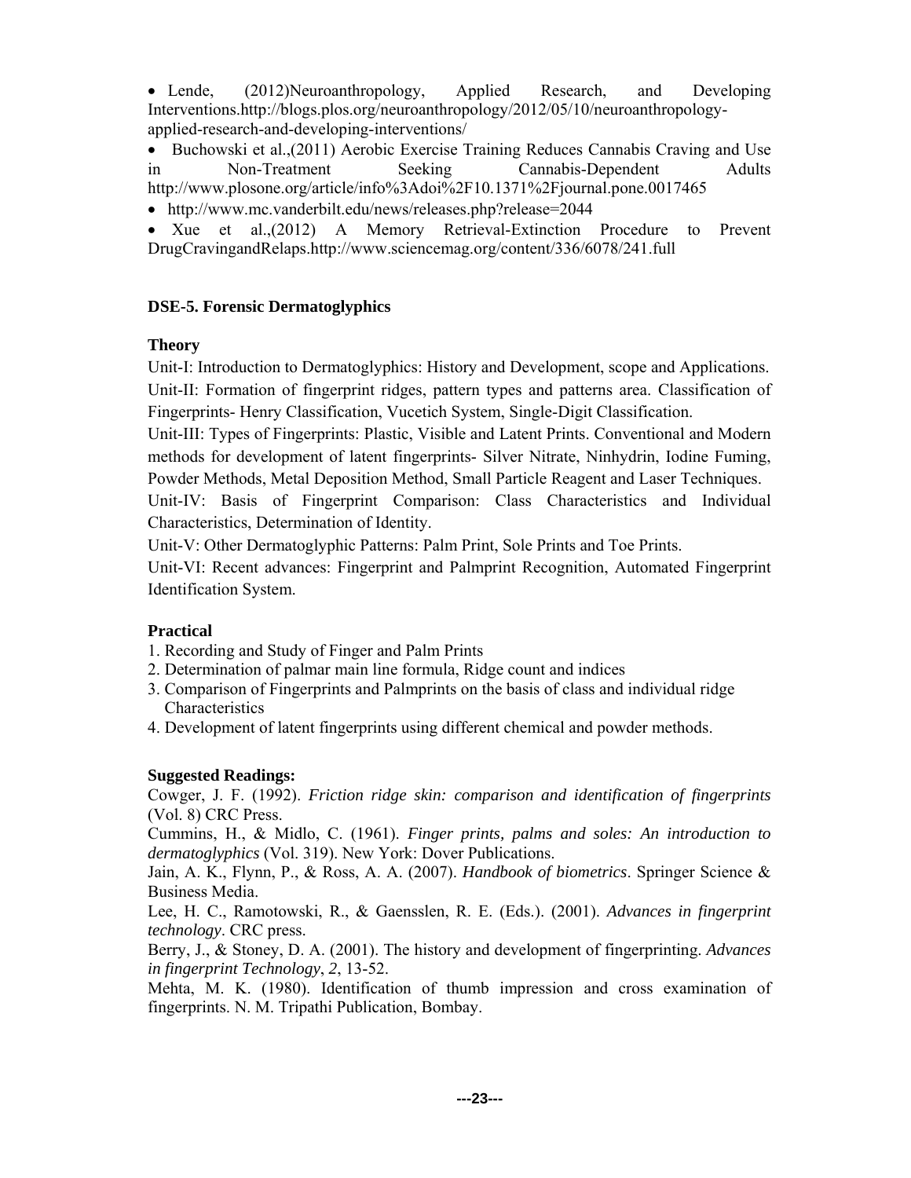- Lende, (2012)Neuroanthropology, Applied Research, and Developing Interventions.http://blogs.plos.org/neuroanthropology/2012/05/10/neuroanthropology-applied-research-and-developing-interventions/
- Buchowski et al.,(2011) Aerobic Exercise Training Reduces Cannabis Craving and Use in Non-Treatment Seeking Cannabis-Dependent Adults http://www.plosone.org/article/info%3Adoi%2F10.1371%2Fjournal.pone.0017465
- http://www.mc.vanderbilt.edu/news/releases.php?release=2044
- Xue et al.,(2012) A Memory Retrieval-Extinction Procedure to Prevent DrugCravingandRelaps.http://www.sciencemag.org/content/336/6078/241.full

**DSE-5. Forensic Dermatoglyphics**

**Theory**

Unit-I: Introduction to Dermatoglyphics: History and Development, scope and Applications.

Unit-II: Formation of fingerprint ridges, pattern types and patterns area. Classification of Fingerprints- Henry Classification, Vucetich System, Single-Digit Classification.

Unit-III: Types of Fingerprints: Plastic, Visible and Latent Prints. Conventional and Modern methods for development of latent fingerprints- Silver Nitrate, Ninhydrin, Iodine Fuming, Powder Methods, Metal Deposition Method, Small Particle Reagent and Laser Techniques.

Unit-IV: Basis of Fingerprint Comparison: Class Characteristics and Individual Characteristics, Determination of Identity.

Unit-V: Other Dermatoglyphic Patterns: Palm Print, Sole Prints and Toe Prints.

Unit-VI: Recent advances: Fingerprint and Palmprint Recognition, Automated Fingerprint Identification System.

**Practical**

1. Recording and Study of Finger and Palm Prints
2. Determination of palmar main line formula, Ridge count and indices
3. Comparison of Fingerprints and Palmprints on the basis of class and individual ridge Characteristics
4. Development of latent fingerprints using different chemical and powder methods.

**Suggested Readings:**

Cowger, J. F. (1992). *Friction ridge skin: comparison and identification of fingerprints* (Vol. 8) CRC Press.

Cummins, H., & Midlo, C. (1961). *Finger prints, palms and soles: An introduction to dermatoglyphics* (Vol. 319). New York: Dover Publications.

Jain, A. K., Flynn, P., & Ross, A. A. (2007). *Handbook of biometrics*. Springer Science & Business Media.

Lee, H. C., Ramotowski, R., & Gaensslen, R. E. (Eds.). (2001). *Advances in fingerprint technology*. CRC press.

Berry, J., & Stoney, D. A. (2001). The history and development of fingerprinting. *Advances in fingerprint Technology*, *2*, 13-52.

Mehta, M. K. (1980). Identification of thumb impression and cross examination of fingerprints. N. M. Tripathi Publication, Bombay.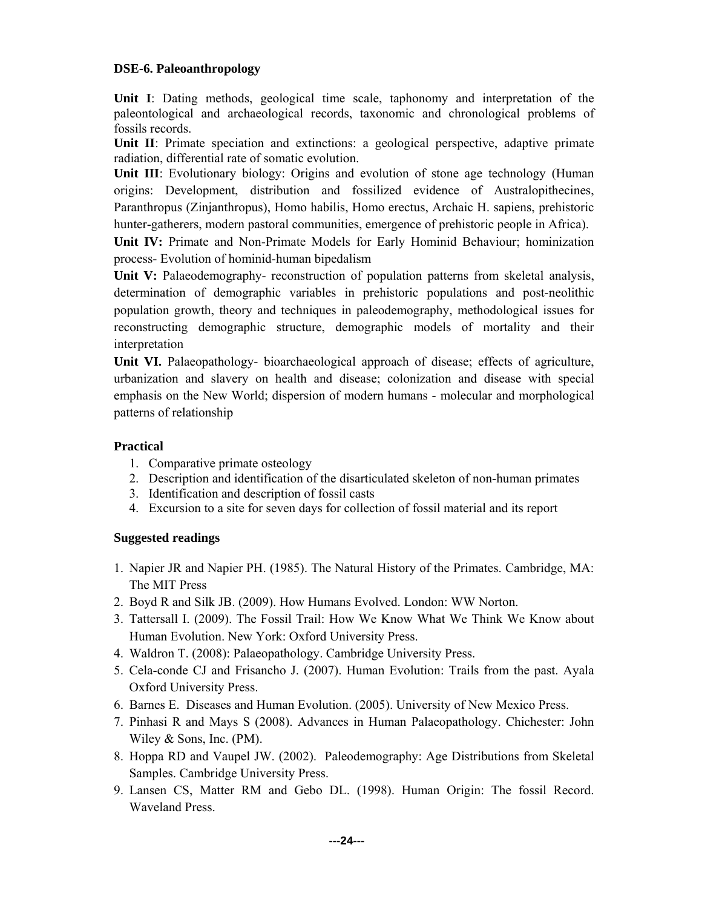**DSE-6. Paleoanthropology**

**Unit I**: Dating methods, geological time scale, taphonomy and interpretation of the paleontological and archaeological records, taxonomic and chronological problems of fossils records.

**Unit II**: Primate speciation and extinctions: a geological perspective, adaptive primate radiation, differential rate of somatic evolution.

**Unit III**: Evolutionary biology: Origins and evolution of stone age technology (Human origins: Development, distribution and fossilized evidence of Australopithecines, Paranthropus (Zinjanthropus), Homo habilis, Homo erectus, Archaic H. sapiens, prehistoric hunter-gatherers, modern pastoral communities, emergence of prehistoric people in Africa).

**Unit IV:** Primate and Non-Primate Models for Early Hominid Behaviour; hominization process- Evolution of hominid-human bipedalism

**Unit V:** Palaeodemography- reconstruction of population patterns from skeletal analysis, determination of demographic variables in prehistoric populations and post-neolithic population growth, theory and techniques in paleodemography, methodological issues for reconstructing demographic structure, demographic models of mortality and their interpretation

**Unit VI.** Palaeopathology- bioarchaeological approach of disease; effects of agriculture, urbanization and slavery on health and disease; colonization and disease with special emphasis on the New World; dispersion of modern humans - molecular and morphological patterns of relationship

**Practical**

1. Comparative primate osteology
2. Description and identification of the disarticulated skeleton of non-human primates
3. Identification and description of fossil casts
4. Excursion to a site for seven days for collection of fossil material and its report

**Suggested readings**

1. Napier JR and Napier PH. (1985). The Natural History of the Primates. Cambridge, MA: The MIT Press
2. Boyd R and Silk JB. (2009). How Humans Evolved. London: WW Norton.
3. Tattersall I. (2009). The Fossil Trail: How We Know What We Think We Know about Human Evolution. New York: Oxford University Press.
4. Waldron T. (2008): Palaeopathology. Cambridge University Press.
5. Cela-conde CJ and Frisancho J. (2007). Human Evolution: Trails from the past. Ayala Oxford University Press.
6. Barnes E. Diseases and Human Evolution. (2005). University of New Mexico Press.
7. Pinhasi R and Mays S (2008). Advances in Human Palaeopathology. Chichester: John Wiley & Sons, Inc. (PM).
8. Hoppa RD and Vaupel JW. (2002). Paleodemography: Age Distributions from Skeletal Samples. Cambridge University Press.
9. Lansen CS, Matter RM and Gebo DL. (1998). Human Origin: The fossil Record. Waveland Press.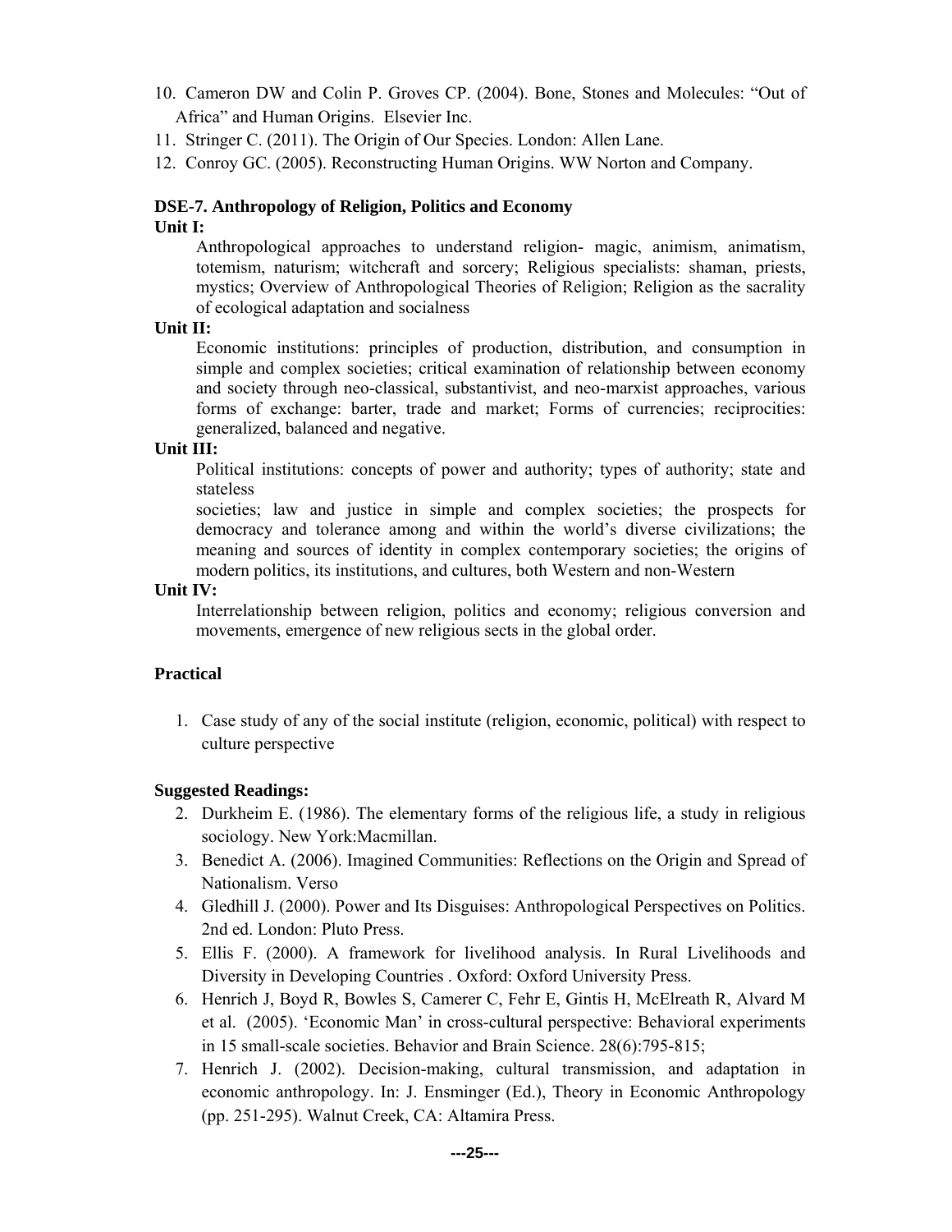10. Cameron DW and Colin P. Groves CP. (2004). Bone, Stones and Molecules: "Out of Africa" and Human Origins. Elsevier Inc.
11. Stringer C. (2011). The Origin of Our Species. London: Allen Lane.
12. Conroy GC. (2005). Reconstructing Human Origins. WW Norton and Company.

**DSE-7. Anthropology of Religion, Politics and Economy**

**Unit I:**

Anthropological approaches to understand religion- magic, animism, animatism, totemism, naturism; witchcraft and sorcery; Religious specialists: shaman, priests, mystics; Overview of Anthropological Theories of Religion; Religion as the sacrality of ecological adaptation and socialness

**Unit II:**

Economic institutions: principles of production, distribution, and consumption in simple and complex societies; critical examination of relationship between economy and society through neo-classical, substantivist, and neo-marxist approaches, various forms of exchange: barter, trade and market; Forms of currencies; reciprocities: generalized, balanced and negative.

**Unit III:**

Political institutions: concepts of power and authority; types of authority; state and stateless

societies; law and justice in simple and complex societies; the prospects for democracy and tolerance among and within the world's diverse civilizations; the meaning and sources of identity in complex contemporary societies; the origins of modern politics, its institutions, and cultures, both Western and non-Western

**Unit IV:**

Interrelationship between religion, politics and economy; religious conversion and movements, emergence of new religious sects in the global order.

**Practical**

1. Case study of any of the social institute (religion, economic, political) with respect to culture perspective

**Suggested Readings:**

2. Durkheim E. (1986). The elementary forms of the religious life, a study in religious sociology. New York:Macmillan.
3. Benedict A. (2006). Imagined Communities: Reflections on the Origin and Spread of Nationalism. Verso
4. Gledhill J. (2000). Power and Its Disguises: Anthropological Perspectives on Politics. 2nd ed. London: Pluto Press.
5. Ellis F. (2000). A framework for livelihood analysis. In Rural Livelihoods and Diversity in Developing Countries . Oxford: Oxford University Press.
6. Henrich J, Boyd R, Bowles S, Camerer C, Fehr E, Gintis H, McElreath R, Alvard M et al. (2005). 'Economic Man' in cross-cultural perspective: Behavioral experiments in 15 small-scale societies. Behavior and Brain Science. 28(6):795-815;
7. Henrich J. (2002). Decision-making, cultural transmission, and adaptation in economic anthropology. In: J. Ensminger (Ed.), Theory in Economic Anthropology (pp. 251-295). Walnut Creek, CA: Altamira Press.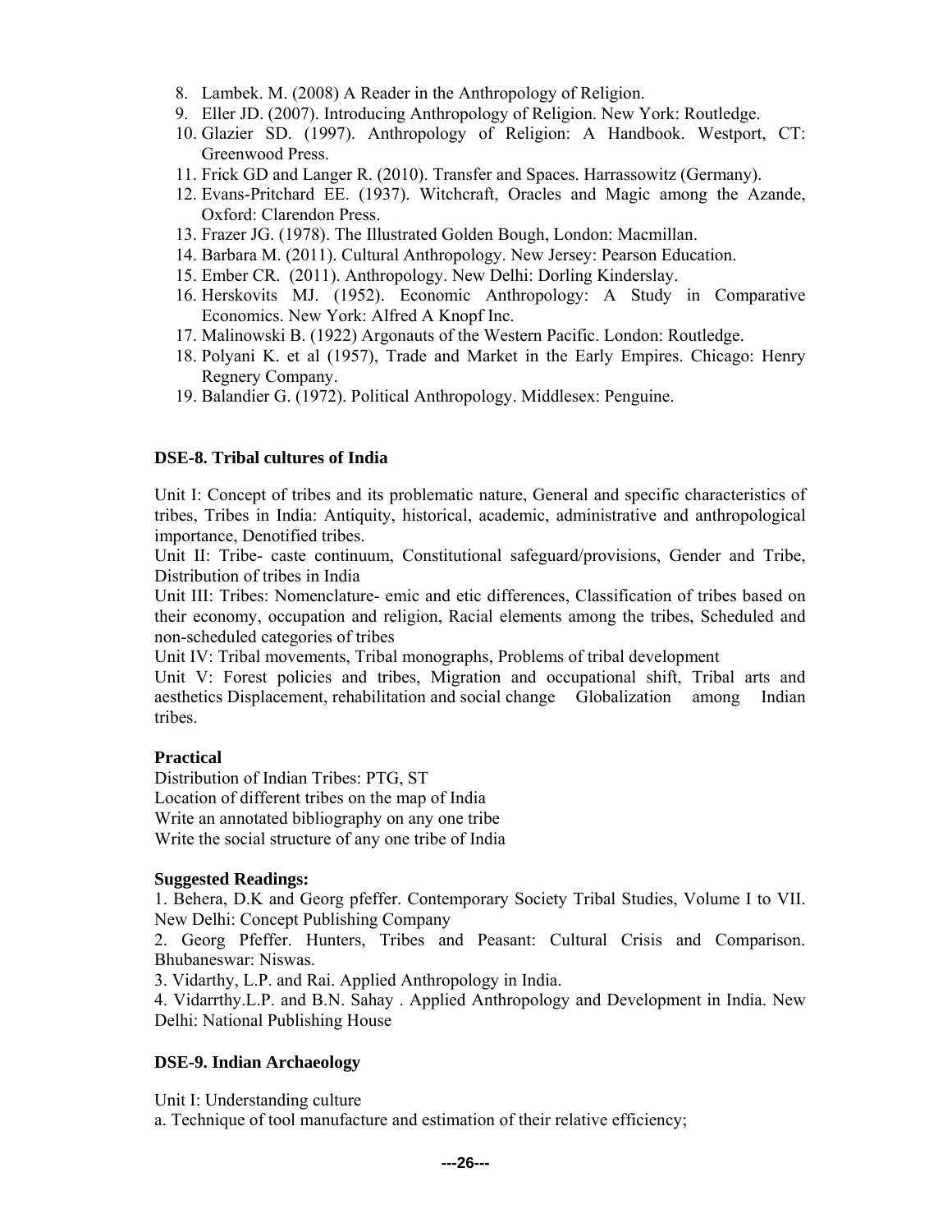8. Lambek. M. (2008) A Reader in the Anthropology of Religion.
9. Eller JD. (2007). Introducing Anthropology of Religion. New York: Routledge.
10. Glazier SD. (1997). Anthropology of Religion: A Handbook. Westport, CT: Greenwood Press.
11. Frick GD and Langer R. (2010). Transfer and Spaces. Harrassowitz (Germany).
12. Evans-Pritchard EE. (1937). Witchcraft, Oracles and Magic among the Azande, Oxford: Clarendon Press.
13. Frazer JG. (1978). The Illustrated Golden Bough, London: Macmillan.
14. Barbara M. (2011). Cultural Anthropology. New Jersey: Pearson Education.
15. Ember CR. (2011). Anthropology. New Delhi: Dorling Kinderslay.
16. Herskovits MJ. (1952). Economic Anthropology: A Study in Comparative Economics. New York: Alfred A Knopf Inc.
17. Malinowski B. (1922) Argonauts of the Western Pacific. London: Routledge.
18. Polyani K. et al (1957), Trade and Market in the Early Empires. Chicago: Henry Regnery Company.
19. Balandier G. (1972). Political Anthropology. Middlesex: Penguine.

**DSE-8. Tribal cultures of India**

Unit I: Concept of tribes and its problematic nature, General and specific characteristics of tribes, Tribes in India: Antiquity, historical, academic, administrative and anthropological importance, Denotified tribes.

Unit II: Tribe- caste continuum, Constitutional safeguard/provisions, Gender and Tribe, Distribution of tribes in India

Unit III: Tribes: Nomenclature- emic and etic differences, Classification of tribes based on their economy, occupation and religion, Racial elements among the tribes, Scheduled and non-scheduled categories of tribes

Unit IV: Tribal movements, Tribal monographs, Problems of tribal development

Unit V: Forest policies and tribes, Migration and occupational shift, Tribal arts and aesthetics Displacement, rehabilitation and social change Globalization among Indian tribes.

**Practical**

Distribution of Indian Tribes: PTG, ST
Location of different tribes on the map of India
Write an annotated bibliography on any one tribe
Write the social structure of any one tribe of India

**Suggested Readings:**

1. Behera, D.K and Georg pfeffer. Contemporary Society Tribal Studies, Volume I to VII. New Delhi: Concept Publishing Company
2. Georg Pfeffer. Hunters, Tribes and Peasant: Cultural Crisis and Comparison. Bhubaneswar: Niswas.
3. Vidarthy, L.P. and Rai. Applied Anthropology in India.
4. Vidarrthy.L.P. and B.N. Sahay . Applied Anthropology and Development in India. New Delhi: National Publishing House

**DSE-9. Indian Archaeology**

Unit I: Understanding culture

a. Technique of tool manufacture and estimation of their relative efficiency;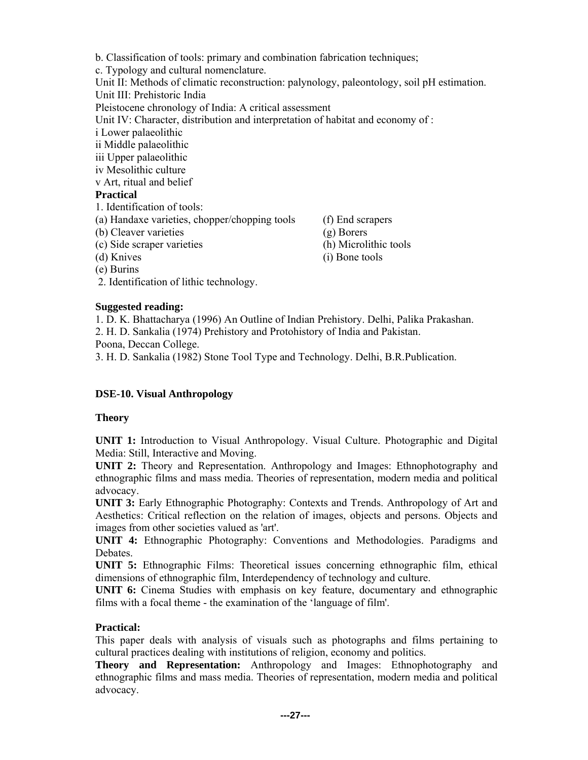b. Classification of tools: primary and combination fabrication techniques;
c. Typology and cultural nomenclature.
Unit II: Methods of climatic reconstruction: palynology, paleontology, soil pH estimation.
Unit III: Prehistoric India
Pleistocene chronology of India: A critical assessment
Unit IV: Character, distribution and interpretation of habitat and economy of :
i Lower palaeolithic
ii Middle palaeolithic
iii Upper palaeolithic
iv Mesolithic culture
v Art, ritual and belief

**Practical**

1. Identification of tools:
(a) Handaxe varieties, chopper/chopping tools
(b) Cleaver varieties
(c) Side scraper varieties
(d) Knives
(e) Burins
(f) End scrapers
(g) Borers
(h) Microlithic tools
(i) Bone tools
2. Identification of lithic technology.

**Suggested reading:**

1. D. K. Bhattacharya (1996) An Outline of Indian Prehistory. Delhi, Palika Prakashan.
2. H. D. Sankalia (1974) Prehistory and Protohistory of India and Pakistan. Poona, Deccan College.
3. H. D. Sankalia (1982) Stone Tool Type and Technology. Delhi, B.R.Publication.

**DSE-10. Visual Anthropology**

**Theory**

**UNIT 1:** Introduction to Visual Anthropology. Visual Culture. Photographic and Digital Media: Still, Interactive and Moving.

**UNIT 2:** Theory and Representation. Anthropology and Images: Ethnophotography and ethnographic films and mass media. Theories of representation, modern media and political advocacy.

**UNIT 3:** Early Ethnographic Photography: Contexts and Trends. Anthropology of Art and Aesthetics: Critical reflection on the relation of images, objects and persons. Objects and images from other societies valued as 'art'.

**UNIT 4:** Ethnographic Photography: Conventions and Methodologies. Paradigms and Debates.

**UNIT 5:** Ethnographic Films: Theoretical issues concerning ethnographic film, ethical dimensions of ethnographic film, Interdependency of technology and culture.

**UNIT 6:** Cinema Studies with emphasis on key feature, documentary and ethnographic films with a focal theme - the examination of the 'language of film'.

**Practical:**

This paper deals with analysis of visuals such as photographs and films pertaining to cultural practices dealing with institutions of religion, economy and politics.

**Theory and Representation:** Anthropology and Images: Ethnophotography and ethnographic films and mass media. Theories of representation, modern media and political advocacy.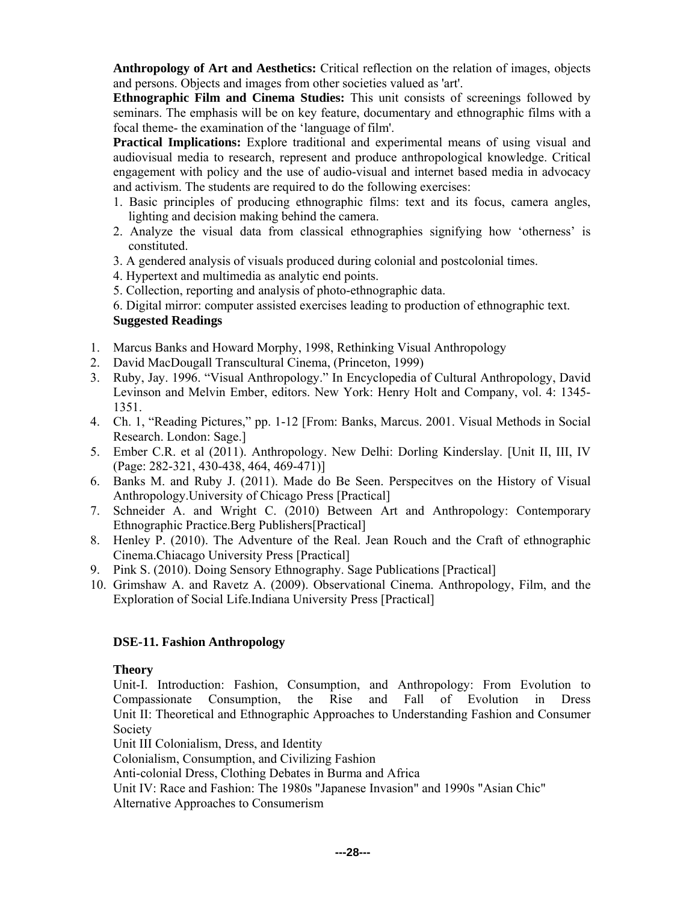**Anthropology of Art and Aesthetics:** Critical reflection on the relation of images, objects and persons. Objects and images from other societies valued as 'art'.

**Ethnographic Film and Cinema Studies:** This unit consists of screenings followed by seminars. The emphasis will be on key feature, documentary and ethnographic films with a focal theme- the examination of the 'language of film'.

**Practical Implications:** Explore traditional and experimental means of using visual and audiovisual media to research, represent and produce anthropological knowledge. Critical engagement with policy and the use of audio-visual and internet based media in advocacy and activism. The students are required to do the following exercises:

1. Basic principles of producing ethnographic films: text and its focus, camera angles, lighting and decision making behind the camera.
2. Analyze the visual data from classical ethnographies signifying how 'otherness' is constituted.
3. A gendered analysis of visuals produced during colonial and postcolonial times.
4. Hypertext and multimedia as analytic end points.
5. Collection, reporting and analysis of photo-ethnographic data.
6. Digital mirror: computer assisted exercises leading to production of ethnographic text.

**Suggested Readings**

1. Marcus Banks and Howard Morphy, 1998, Rethinking Visual Anthropology
2. David MacDougall Transcultural Cinema, (Princeton, 1999)
3. Ruby, Jay. 1996. "Visual Anthropology." In Encyclopedia of Cultural Anthropology, David Levinson and Melvin Ember, editors. New York: Henry Holt and Company, vol. 4: 1345-1351.
4. Ch. 1, "Reading Pictures," pp. 1-12 [From: Banks, Marcus. 2001. Visual Methods in Social Research. London: Sage.]
5. Ember C.R. et al (2011). Anthropology. New Delhi: Dorling Kinderslay. [Unit II, III, IV (Page: 282-321, 430-438, 464, 469-471)]
6. Banks M. and Ruby J. (2011). Made do Be Seen. Perspecitves on the History of Visual Anthropology.University of Chicago Press [Practical]
7. Schneider A. and Wright C. (2010) Between Art and Anthropology: Contemporary Ethnographic Practice.Berg Publishers[Practical]
8. Henley P. (2010). The Adventure of the Real. Jean Rouch and the Craft of ethnographic Cinema.Chiacago University Press [Practical]
9. Pink S. (2010). Doing Sensory Ethnography. Sage Publications [Practical]
10. Grimshaw A. and Ravetz A. (2009). Observational Cinema. Anthropology, Film, and the Exploration of Social Life.Indiana University Press [Practical]

## DSE-11. Fashion Anthropology

**Theory**

Unit-I. Introduction: Fashion, Consumption, and Anthropology: From Evolution to Compassionate Consumption, the Rise and Fall of Evolution in Dress

Unit II: Theoretical and Ethnographic Approaches to Understanding Fashion and Consumer Society

Unit III Colonialism, Dress, and Identity

Colonialism, Consumption, and Civilizing Fashion

Anti-colonial Dress, Clothing Debates in Burma and Africa

Unit IV: Race and Fashion: The 1980s "Japanese Invasion" and 1990s "Asian Chic"

Alternative Approaches to Consumerism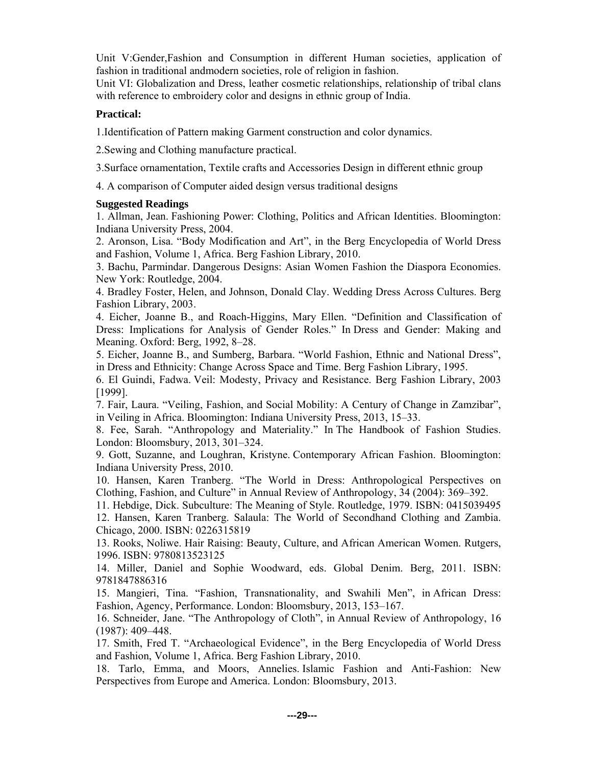Unit V:Gender,Fashion and Consumption in different Human societies, application of fashion in traditional andmodern societies, role of religion in fashion.

Unit VI: Globalization and Dress, leather cosmetic relationships, relationship of tribal clans with reference to embroidery color and designs in ethnic group of India.

**Practical:**

1.Identification of Pattern making Garment construction and color dynamics.

2.Sewing and Clothing manufacture practical.

3.Surface ornamentation, Textile crafts and Accessories Design in different ethnic group

4. A comparison of Computer aided design versus traditional designs

**Suggested Readings**

1. Allman, Jean. Fashioning Power: Clothing, Politics and African Identities. Bloomington: Indiana University Press, 2004.
2. Aronson, Lisa. "Body Modification and Art", in the Berg Encyclopedia of World Dress and Fashion, Volume 1, Africa. Berg Fashion Library, 2010.
3. Bachu, Parmindar. Dangerous Designs: Asian Women Fashion the Diaspora Economies. New York: Routledge, 2004.
4. Bradley Foster, Helen, and Johnson, Donald Clay. Wedding Dress Across Cultures. Berg Fashion Library, 2003.
4. Eicher, Joanne B., and Roach-Higgins, Mary Ellen. "Definition and Classification of Dress: Implications for Analysis of Gender Roles." In Dress and Gender: Making and Meaning. Oxford: Berg, 1992, 8–28.
5. Eicher, Joanne B., and Sumberg, Barbara. "World Fashion, Ethnic and National Dress", in Dress and Ethnicity: Change Across Space and Time. Berg Fashion Library, 1995.
6. El Guindi, Fadwa. Veil: Modesty, Privacy and Resistance. Berg Fashion Library, 2003 [1999].
7. Fair, Laura. "Veiling, Fashion, and Social Mobility: A Century of Change in Zamzibar", in Veiling in Africa. Bloomington: Indiana University Press, 2013, 15–33.
8. Fee, Sarah. "Anthropology and Materiality." In The Handbook of Fashion Studies. London: Bloomsbury, 2013, 301–324.
9. Gott, Suzanne, and Loughran, Kristyne. Contemporary African Fashion. Bloomington: Indiana University Press, 2010.
10. Hansen, Karen Tranberg. "The World in Dress: Anthropological Perspectives on Clothing, Fashion, and Culture" in Annual Review of Anthropology, 34 (2004): 369–392.
11. Hebdige, Dick. Subculture: The Meaning of Style. Routledge, 1979. ISBN: 0415039495
12. Hansen, Karen Tranberg. Salaula: The World of Secondhand Clothing and Zambia. Chicago, 2000. ISBN: 0226315819
13. Rooks, Noliwe. Hair Raising: Beauty, Culture, and African American Women. Rutgers, 1996. ISBN: 9780813523125
14. Miller, Daniel and Sophie Woodward, eds. Global Denim. Berg, 2011. ISBN: 9781847886316
15. Mangieri, Tina. "Fashion, Transnationality, and Swahili Men", in African Dress: Fashion, Agency, Performance. London: Bloomsbury, 2013, 153–167.
16. Schneider, Jane. "The Anthropology of Cloth", in Annual Review of Anthropology, 16 (1987): 409–448.
17. Smith, Fred T. "Archaeological Evidence", in the Berg Encyclopedia of World Dress and Fashion, Volume 1, Africa. Berg Fashion Library, 2010.
18. Tarlo, Emma, and Moors, Annelies. Islamic Fashion and Anti-Fashion: New Perspectives from Europe and America. London: Bloomsbury, 2013.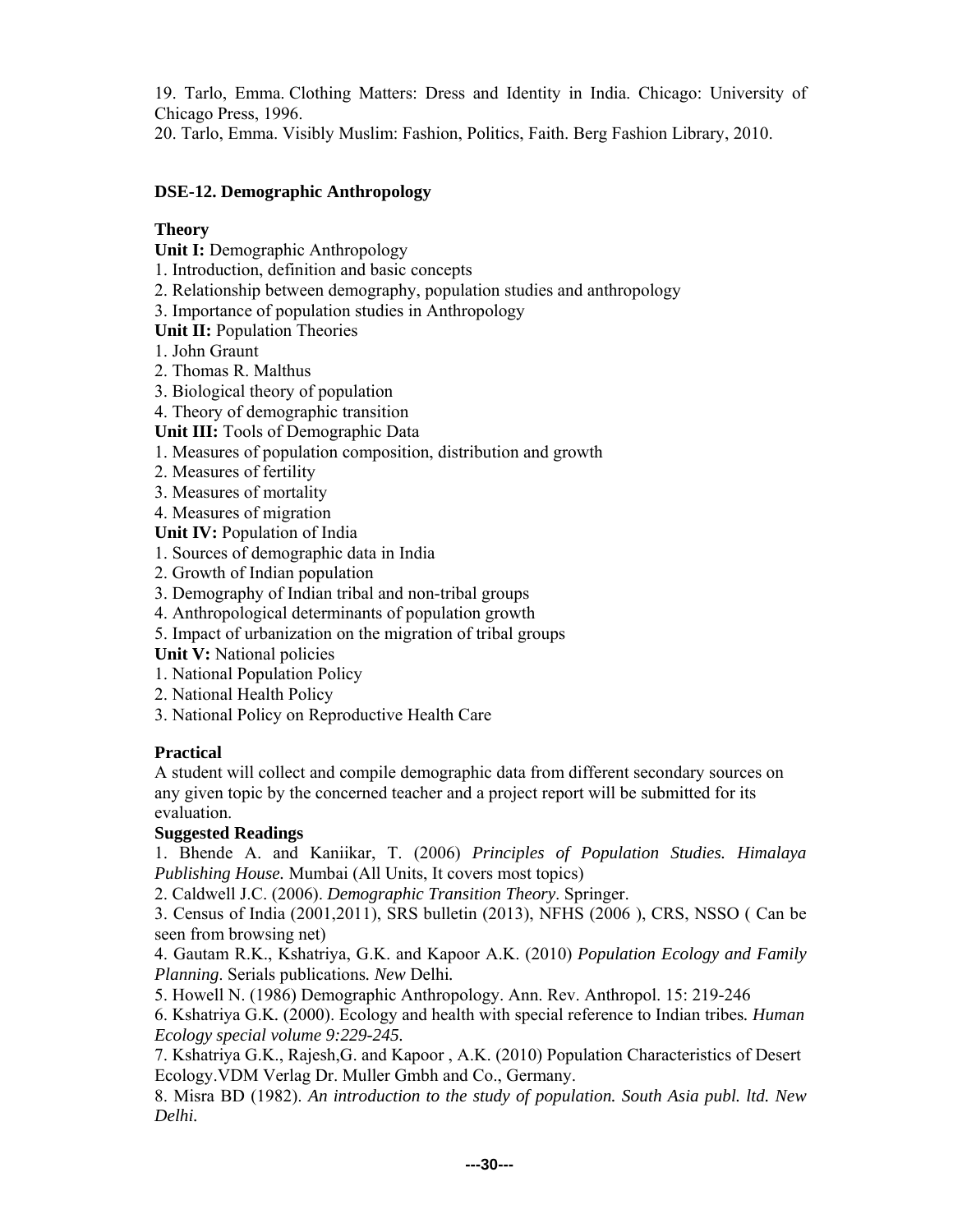19. Tarlo, Emma. Clothing Matters: Dress and Identity in India. Chicago: University of Chicago Press, 1996.

20. Tarlo, Emma. Visibly Muslim: Fashion, Politics, Faith. Berg Fashion Library, 2010.

## DSE-12. Demographic Anthropology

### Theory

**Unit I:** Demographic Anthropology

1. Introduction, definition and basic concepts
2. Relationship between demography, population studies and anthropology
3. Importance of population studies in Anthropology

**Unit II:** Population Theories

1. John Graunt
2. Thomas R. Malthus
3. Biological theory of population
4. Theory of demographic transition

**Unit III:** Tools of Demographic Data

1. Measures of population composition, distribution and growth
2. Measures of fertility
3. Measures of mortality
4. Measures of migration

**Unit IV:** Population of India

1. Sources of demographic data in India
2. Growth of Indian population
3. Demography of Indian tribal and non-tribal groups
4. Anthropological determinants of population growth
5. Impact of urbanization on the migration of tribal groups

**Unit V:** National policies

1. National Population Policy
2. National Health Policy
3. National Policy on Reproductive Health Care

### Practical

A student will collect and compile demographic data from different secondary sources on any given topic by the concerned teacher and a project report will be submitted for its evaluation.

### Suggested Readings

1. Bhende A. and Kaniikar, T. (2006) *Principles of Population Studies. Himalaya Publishing House.* Mumbai (All Units, It covers most topics)
2. Caldwell J.C. (2006). *Demographic Transition Theory*. Springer.
3. Census of India (2001,2011), SRS bulletin (2013), NFHS (2006 ), CRS, NSSO ( Can be seen from browsing net)
4. Gautam R.K., Kshatriya, G.K. and Kapoor A.K. (2010) *Population Ecology and Family Planning*. Serials publications*. New* Delhi*.*
5. Howell N. (1986) Demographic Anthropology. Ann. Rev. Anthropol. 15: 219-246
6. Kshatriya G.K. (2000). Ecology and health with special reference to Indian tribes*. Human Ecology special volume 9:229-245.*
7. Kshatriya G.K., Rajesh,G. and Kapoor , A.K. (2010) Population Characteristics of Desert Ecology.VDM Verlag Dr. Muller Gmbh and Co., Germany.
8. Misra BD (1982). *An introduction to the study of population. South Asia publ. ltd. New Delhi.*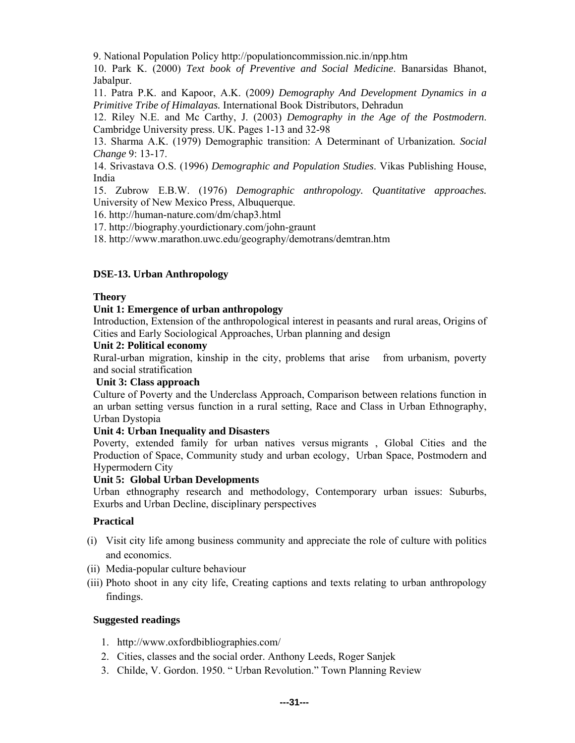9. National Population Policy http://populationcommission.nic.in/npp.htm

10. Park K. (2000) *Text book of Preventive and Social Medicine*. Banarsidas Bhanot, Jabalpur.

11. Patra P.K. and Kapoor, A.K. (2009*) Demography And Development Dynamics in a Primitive Tribe of Himalayas.* International Book Distributors, Dehradun

12. Riley N.E. and Mc Carthy, J. (2003) *Demography in the Age of the Postmodern*. Cambridge University press. UK. Pages 1-13 and 32-98

13. Sharma A.K. (1979) Demographic transition: A Determinant of Urbanization. *Social Change* 9: 13-17.

14. Srivastava O.S. (1996) *Demographic and Population Studies*. Vikas Publishing House, India

15. Zubrow E.B.W. (1976) *Demographic anthropology. Quantitative approaches.* University of New Mexico Press, Albuquerque.

16. http://human-nature.com/dm/chap3.html

17. http://biography.yourdictionary.com/john-graunt

18. http://www.marathon.uwc.edu/geography/demotrans/demtran.htm

## DSE-13. Urban Anthropology

### Theory

**Unit 1: Emergence of urban anthropology**

Introduction, Extension of the anthropological interest in peasants and rural areas, Origins of Cities and Early Sociological Approaches, Urban planning and design

**Unit 2: Political economy**

Rural-urban migration, kinship in the city, problems that arise from urbanism, poverty and social stratification

**Unit 3: Class approach**

Culture of Poverty and the Underclass Approach, Comparison between relations function in an urban setting versus function in a rural setting, Race and Class in Urban Ethnography, Urban Dystopia

**Unit 4: Urban Inequality and Disasters**

Poverty, extended family for urban natives versus migrants , Global Cities and the Production of Space, Community study and urban ecology, Urban Space, Postmodern and Hypermodern City

**Unit 5: Global Urban Developments**

Urban ethnography research and methodology, Contemporary urban issues: Suburbs, Exurbs and Urban Decline, disciplinary perspectives

### Practical

(i) Visit city life among business community and appreciate the role of culture with politics and economics.

(ii) Media-popular culture behaviour

(iii) Photo shoot in any city life, Creating captions and texts relating to urban anthropology findings.

### Suggested readings

1. http://www.oxfordbibliographies.com/
2. Cities, classes and the social order. Anthony Leeds, Roger Sanjek
3. Childe, V. Gordon. 1950. " Urban Revolution." Town Planning Review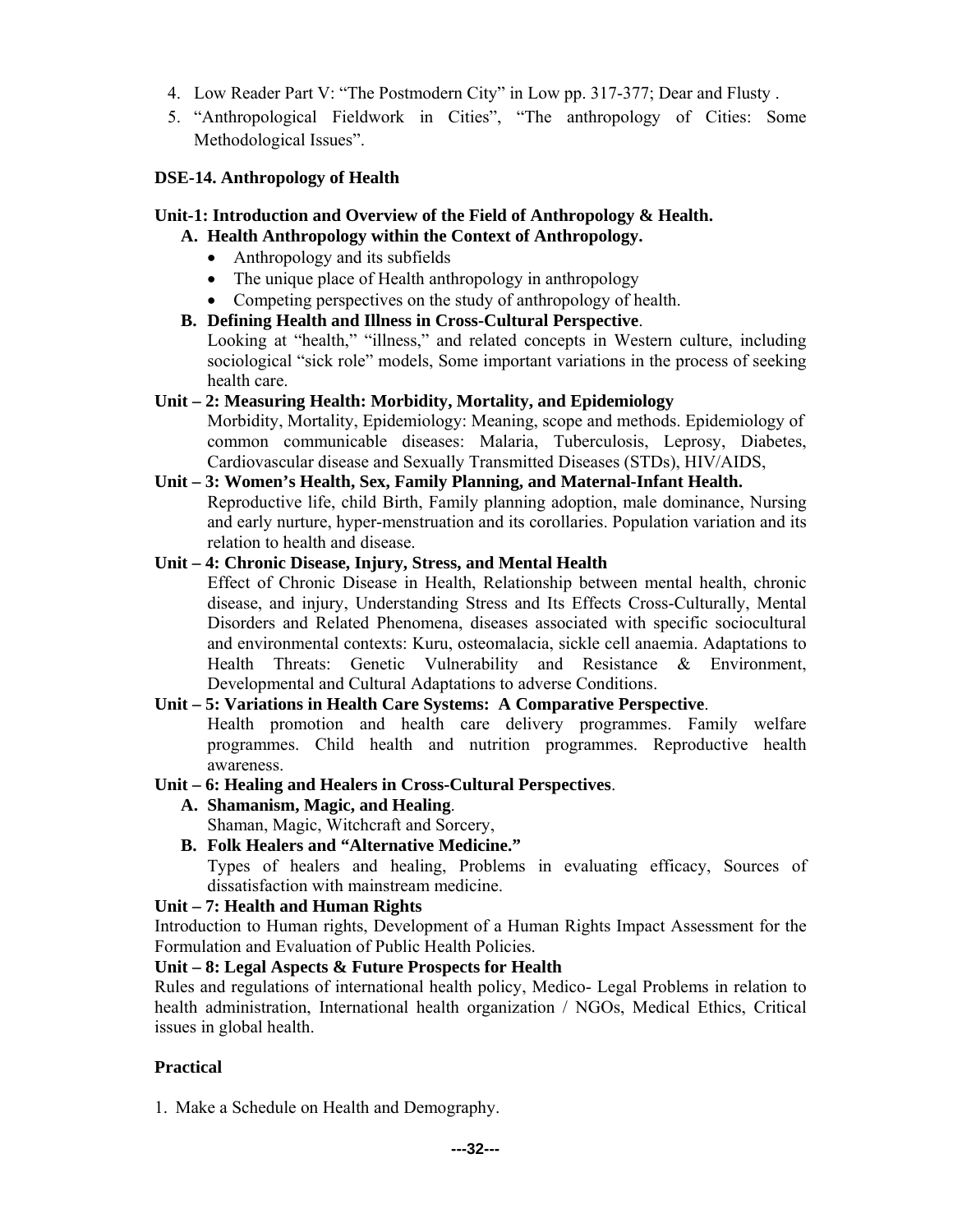4. Low Reader Part V: "The Postmodern City" in Low pp. 317-377; Dear and Flusty .
5. "Anthropological Fieldwork in Cities", "The anthropology of Cities: Some Methodological Issues".

**DSE-14. Anthropology of Health**

**Unit-1: Introduction and Overview of the Field of Anthropology & Health.**

**A. Health Anthropology within the Context of Anthropology.**

- Anthropology and its subfields
- The unique place of Health anthropology in anthropology
- Competing perspectives on the study of anthropology of health.

**B. Defining Health and Illness in Cross-Cultural Perspective**.

Looking at "health," "illness," and related concepts in Western culture, including sociological "sick role" models, Some important variations in the process of seeking health care.

**Unit – 2: Measuring Health: Morbidity, Mortality, and Epidemiology**

Morbidity, Mortality, Epidemiology: Meaning, scope and methods. Epidemiology of common communicable diseases: Malaria, Tuberculosis, Leprosy, Diabetes, Cardiovascular disease and Sexually Transmitted Diseases (STDs), HIV/AIDS,

**Unit – 3: Women's Health, Sex, Family Planning, and Maternal-Infant Health.**

Reproductive life, child Birth, Family planning adoption, male dominance, Nursing and early nurture, hyper-menstruation and its corollaries. Population variation and its relation to health and disease.

**Unit – 4: Chronic Disease, Injury, Stress, and Mental Health**

Effect of Chronic Disease in Health, Relationship between mental health, chronic disease, and injury, Understanding Stress and Its Effects Cross-Culturally, Mental Disorders and Related Phenomena, diseases associated with specific sociocultural and environmental contexts: Kuru, osteomalacia, sickle cell anaemia. Adaptations to Health Threats: Genetic Vulnerability and Resistance & Environment, Developmental and Cultural Adaptations to adverse Conditions.

**Unit – 5: Variations in Health Care Systems: A Comparative Perspective**.

Health promotion and health care delivery programmes. Family welfare programmes. Child health and nutrition programmes. Reproductive health awareness.

**Unit – 6: Healing and Healers in Cross-Cultural Perspectives**.

**A. Shamanism, Magic, and Healing**.

Shaman, Magic, Witchcraft and Sorcery,

**B. Folk Healers and "Alternative Medicine."**

Types of healers and healing, Problems in evaluating efficacy, Sources of dissatisfaction with mainstream medicine.

**Unit – 7: Health and Human Rights**

Introduction to Human rights, Development of a Human Rights Impact Assessment for the Formulation and Evaluation of Public Health Policies.

**Unit – 8: Legal Aspects & Future Prospects for Health**

Rules and regulations of international health policy, Medico- Legal Problems in relation to health administration, International health organization / NGOs, Medical Ethics, Critical issues in global health.

**Practical**

1. Make a Schedule on Health and Demography.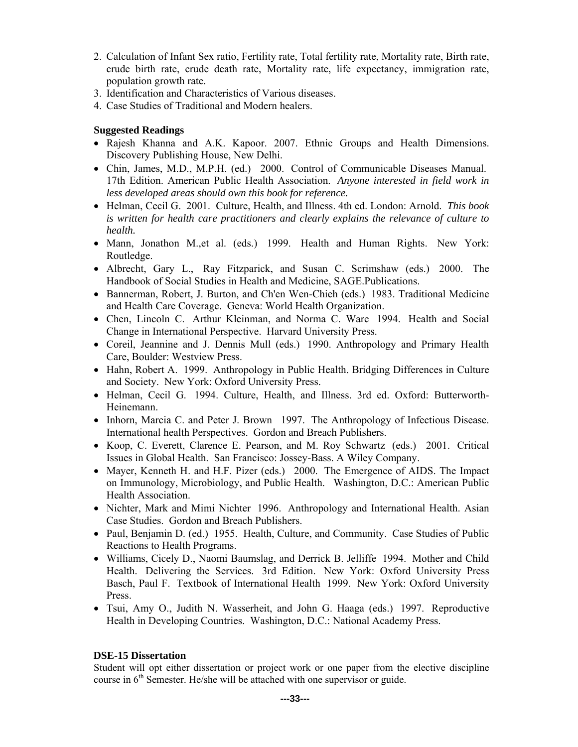2. Calculation of Infant Sex ratio, Fertility rate, Total fertility rate, Mortality rate, Birth rate, crude birth rate, crude death rate, Mortality rate, life expectancy, immigration rate, population growth rate.
3. Identification and Characteristics of Various diseases.
4. Case Studies of Traditional and Modern healers.

**Suggested Readings**

- Rajesh Khanna and A.K. Kapoor. 2007. Ethnic Groups and Health Dimensions. Discovery Publishing House, New Delhi.
- Chin, James, M.D., M.P.H. (ed.) 2000. Control of Communicable Diseases Manual. 17th Edition. American Public Health Association. ***Anyone interested in field work in less developed areas should own this book for reference.***
- Helman, Cecil G. 2001. Culture, Health, and Illness. 4th ed. London: Arnold. ***This book is written for health care practitioners and clearly explains the relevance of culture to health.***
- Mann, Jonathon M.,et al. (eds.) 1999. Health and Human Rights. New York: Routledge.
- Albrecht, Gary L., Ray Fitzparick, and Susan C. Scrimshaw (eds.) 2000. The Handbook of Social Studies in Health and Medicine, SAGE.Publications.
- Bannerman, Robert, J. Burton, and Ch'en Wen-Chieh (eds.) 1983. Traditional Medicine and Health Care Coverage. Geneva: World Health Organization.
- Chen, Lincoln C. Arthur Kleinman, and Norma C. Ware 1994. Health and Social Change in International Perspective. Harvard University Press.
- Coreil, Jeannine and J. Dennis Mull (eds.) 1990. Anthropology and Primary Health Care, Boulder: Westview Press.
- Hahn, Robert A. 1999. Anthropology in Public Health. Bridging Differences in Culture and Society. New York: Oxford University Press.
- Helman, Cecil G. 1994. Culture, Health, and Illness. 3rd ed. Oxford: Butterworth-Heinemann.
- Inhorn, Marcia C. and Peter J. Brown 1997. The Anthropology of Infectious Disease. International health Perspectives. Gordon and Breach Publishers.
- Koop, C. Everett, Clarence E. Pearson, and M. Roy Schwartz (eds.) 2001. Critical Issues in Global Health. San Francisco: Jossey-Bass. A Wiley Company.
- Mayer, Kenneth H. and H.F. Pizer (eds.) 2000. The Emergence of AIDS. The Impact on Immunology, Microbiology, and Public Health. Washington, D.C.: American Public Health Association.
- Nichter, Mark and Mimi Nichter 1996. Anthropology and International Health. Asian Case Studies. Gordon and Breach Publishers.
- Paul, Benjamin D. (ed.) 1955. Health, Culture, and Community. Case Studies of Public Reactions to Health Programs.
- Williams, Cicely D., Naomi Baumslag, and Derrick B. Jelliffe 1994. Mother and Child Health. Delivering the Services. 3rd Edition. New York: Oxford University Press Basch, Paul F. Textbook of International Health 1999. New York: Oxford University Press.
- Tsui, Amy O., Judith N. Wasserheit, and John G. Haaga (eds.) 1997. Reproductive Health in Developing Countries. Washington, D.C.: National Academy Press.

**DSE-15 Dissertation**

Student will opt either dissertation or project work or one paper from the elective discipline course in 6th Semester. He/she will be attached with one supervisor or guide.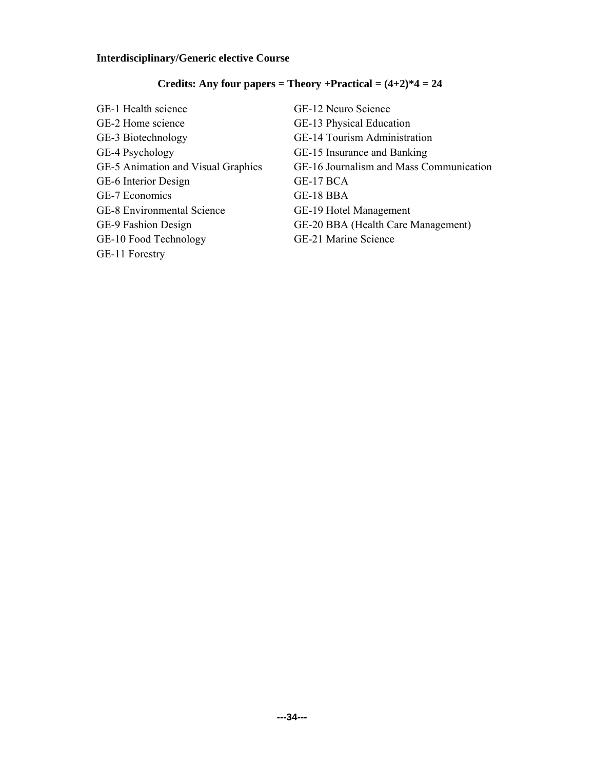**Interdisciplinary/Generic elective Course**

**Credits: Any four papers = Theory +Practical = (4+2)*4 = 24**

GE-1 Health science
GE-2 Home science
GE-3 Biotechnology
GE-4 Psychology
GE-5 Animation and Visual Graphics
GE-6 Interior Design
GE-7 Economics
GE-8 Environmental Science
GE-9 Fashion Design
GE-10 Food Technology
GE-11 Forestry
GE-12 Neuro Science
GE-13 Physical Education
GE-14 Tourism Administration
GE-15 Insurance and Banking
GE-16 Journalism and Mass Communication
GE-17 BCA
GE-18 BBA
GE-19 Hotel Management
GE-20 BBA (Health Care Management)
GE-21 Marine Science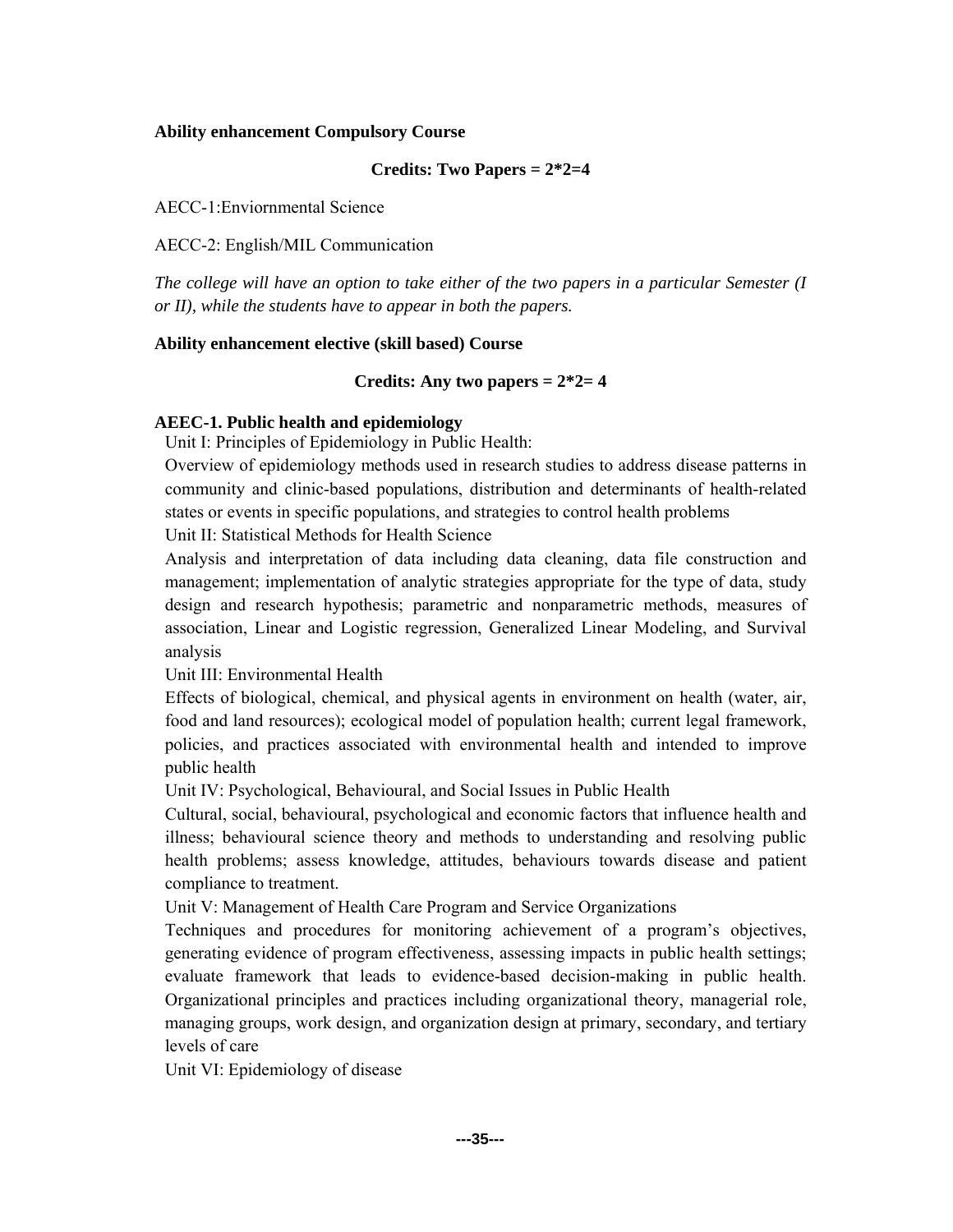**Ability enhancement Compulsory Course**

**Credits: Two Papers = 2*2=4**

AECC-1:Enviornmental Science

AECC-2: English/MIL Communication

*The college will have an option to take either of the two papers in a particular Semester (I or II), while the students have to appear in both the papers.*

**Ability enhancement elective (skill based) Course**

**Credits: Any two papers = 2*2= 4**

**AEEC-1. Public health and epidemiology**

Unit I: Principles of Epidemiology in Public Health:

Overview of epidemiology methods used in research studies to address disease patterns in community and clinic-based populations, distribution and determinants of health-related states or events in specific populations, and strategies to control health problems

Unit II: Statistical Methods for Health Science

Analysis and interpretation of data including data cleaning, data file construction and management; implementation of analytic strategies appropriate for the type of data, study design and research hypothesis; parametric and nonparametric methods, measures of association, Linear and Logistic regression, Generalized Linear Modeling, and Survival analysis

Unit III: Environmental Health

Effects of biological, chemical, and physical agents in environment on health (water, air, food and land resources); ecological model of population health; current legal framework, policies, and practices associated with environmental health and intended to improve public health

Unit IV: Psychological, Behavioural, and Social Issues in Public Health

Cultural, social, behavioural, psychological and economic factors that influence health and illness; behavioural science theory and methods to understanding and resolving public health problems; assess knowledge, attitudes, behaviours towards disease and patient compliance to treatment.

Unit V: Management of Health Care Program and Service Organizations

Techniques and procedures for monitoring achievement of a program's objectives, generating evidence of program effectiveness, assessing impacts in public health settings; evaluate framework that leads to evidence-based decision-making in public health. Organizational principles and practices including organizational theory, managerial role, managing groups, work design, and organization design at primary, secondary, and tertiary levels of care

Unit VI: Epidemiology of disease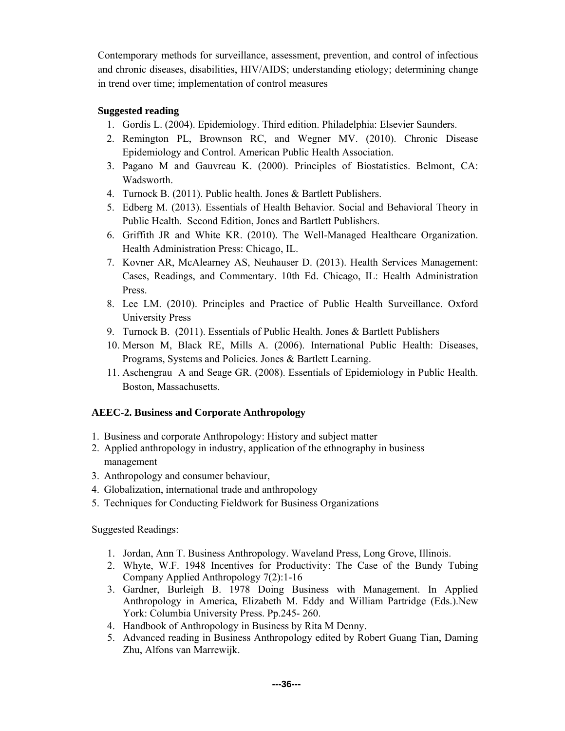Contemporary methods for surveillance, assessment, prevention, and control of infectious and chronic diseases, disabilities, HIV/AIDS; understanding etiology; determining change in trend over time; implementation of control measures

**Suggested reading**

1. Gordis L. (2004). Epidemiology. Third edition. Philadelphia: Elsevier Saunders.
2. Remington PL, Brownson RC, and Wegner MV. (2010). Chronic Disease Epidemiology and Control. American Public Health Association.
3. Pagano M and Gauvreau K. (2000). Principles of Biostatistics. Belmont, CA: Wadsworth.
4. Turnock B. (2011). Public health. Jones & Bartlett Publishers.
5. Edberg M. (2013). Essentials of Health Behavior. Social and Behavioral Theory in Public Health. Second Edition, Jones and Bartlett Publishers.
6. Griffith JR and White KR. (2010). The Well-Managed Healthcare Organization. Health Administration Press: Chicago, IL.
7. Kovner AR, McAlearney AS, Neuhauser D. (2013). Health Services Management: Cases, Readings, and Commentary. 10th Ed. Chicago, IL: Health Administration Press.
8. Lee LM. (2010). Principles and Practice of Public Health Surveillance. Oxford University Press
9. Turnock B. (2011). Essentials of Public Health. Jones & Bartlett Publishers
10. Merson M, Black RE, Mills A. (2006). International Public Health: Diseases, Programs, Systems and Policies. Jones & Bartlett Learning.
11. Aschengrau A and Seage GR. (2008). Essentials of Epidemiology in Public Health. Boston, Massachusetts.

## AEEC-2. Business and Corporate Anthropology

1. Business and corporate Anthropology: History and subject matter
2. Applied anthropology in industry, application of the ethnography in business management
3. Anthropology and consumer behaviour,
4. Globalization, international trade and anthropology
5. Techniques for Conducting Fieldwork for Business Organizations

Suggested Readings:

1. Jordan, Ann T. Business Anthropology. Waveland Press, Long Grove, Illinois.
2. Whyte, W.F. 1948 Incentives for Productivity: The Case of the Bundy Tubing Company Applied Anthropology 7(2):1-16
3. Gardner, Burleigh B. 1978 Doing Business with Management. In Applied Anthropology in America, Elizabeth M. Eddy and William Partridge (Eds.).New York: Columbia University Press. Pp.245- 260.
4. Handbook of Anthropology in Business by Rita M Denny.
5. Advanced reading in Business Anthropology edited by Robert Guang Tian, Daming Zhu, Alfons van Marrewijk.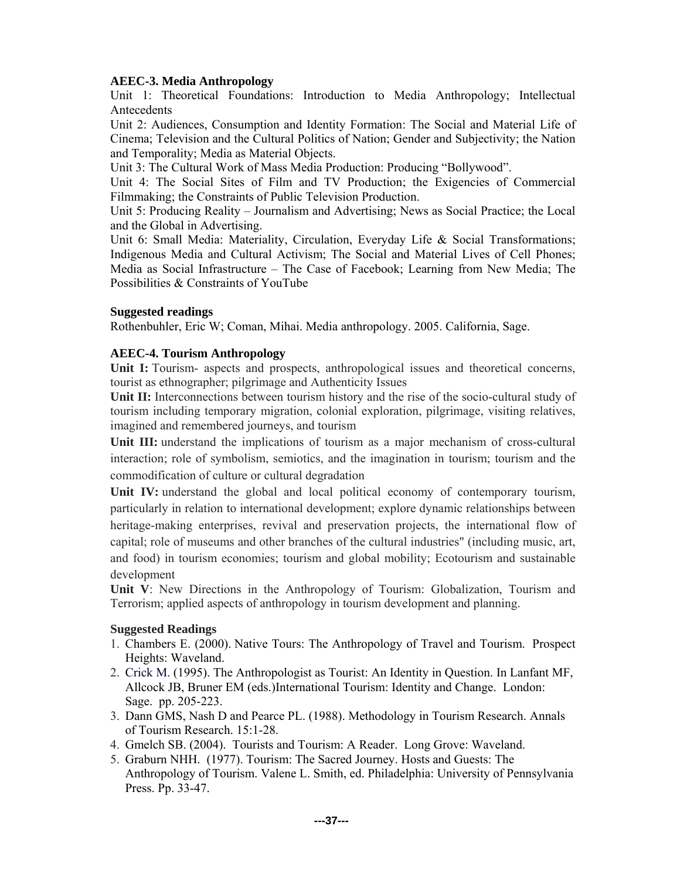**AEEC-3. Media Anthropology**

Unit 1: Theoretical Foundations: Introduction to Media Anthropology; Intellectual Antecedents

Unit 2: Audiences, Consumption and Identity Formation: The Social and Material Life of Cinema; Television and the Cultural Politics of Nation; Gender and Subjectivity; the Nation and Temporality; Media as Material Objects.

Unit 3: The Cultural Work of Mass Media Production: Producing "Bollywood".

Unit 4: The Social Sites of Film and TV Production; the Exigencies of Commercial Filmmaking; the Constraints of Public Television Production.

Unit 5: Producing Reality – Journalism and Advertising; News as Social Practice; the Local and the Global in Advertising.

Unit 6: Small Media: Materiality, Circulation, Everyday Life & Social Transformations; Indigenous Media and Cultural Activism; The Social and Material Lives of Cell Phones; Media as Social Infrastructure – The Case of Facebook; Learning from New Media; The Possibilities & Constraints of YouTube

**Suggested readings**

Rothenbuhler, Eric W; Coman, Mihai. Media anthropology. 2005. California, Sage.

**AEEC-4. Tourism Anthropology**

**Unit I:** Tourism- aspects and prospects, anthropological issues and theoretical concerns, tourist as ethnographer; pilgrimage and Authenticity Issues

**Unit II:** Interconnections between tourism history and the rise of the socio-cultural study of tourism including temporary migration, colonial exploration, pilgrimage, visiting relatives, imagined and remembered journeys, and tourism

**Unit III:** understand the implications of tourism as a major mechanism of cross-cultural interaction; role of symbolism, semiotics, and the imagination in tourism; tourism and the commodification of culture or cultural degradation

**Unit IV:** understand the global and local political economy of contemporary tourism, particularly in relation to international development; explore dynamic relationships between heritage-making enterprises, revival and preservation projects, the international flow of capital; role of museums and other branches of the cultural industries" (including music, art, and food) in tourism economies; tourism and global mobility; Ecotourism and sustainable development

**Unit V**: New Directions in the Anthropology of Tourism: Globalization, Tourism and Terrorism; applied aspects of anthropology in tourism development and planning.

**Suggested Readings**

1. Chambers E. (2000). Native Tours: The Anthropology of Travel and Tourism. Prospect Heights: Waveland.
2. Crick M. (1995). The Anthropologist as Tourist: An Identity in Question. In Lanfant MF, Allcock JB, Bruner EM (eds.)International Tourism: Identity and Change. London: Sage. pp. 205-223.
3. Dann GMS, Nash D and Pearce PL. (1988). Methodology in Tourism Research. Annals of Tourism Research. 15:1-28.
4. Gmelch SB. (2004). Tourists and Tourism: A Reader. Long Grove: Waveland.
5. Graburn NHH. (1977). Tourism: The Sacred Journey. Hosts and Guests: The Anthropology of Tourism. Valene L. Smith, ed. Philadelphia: University of Pennsylvania Press. Pp. 33-47.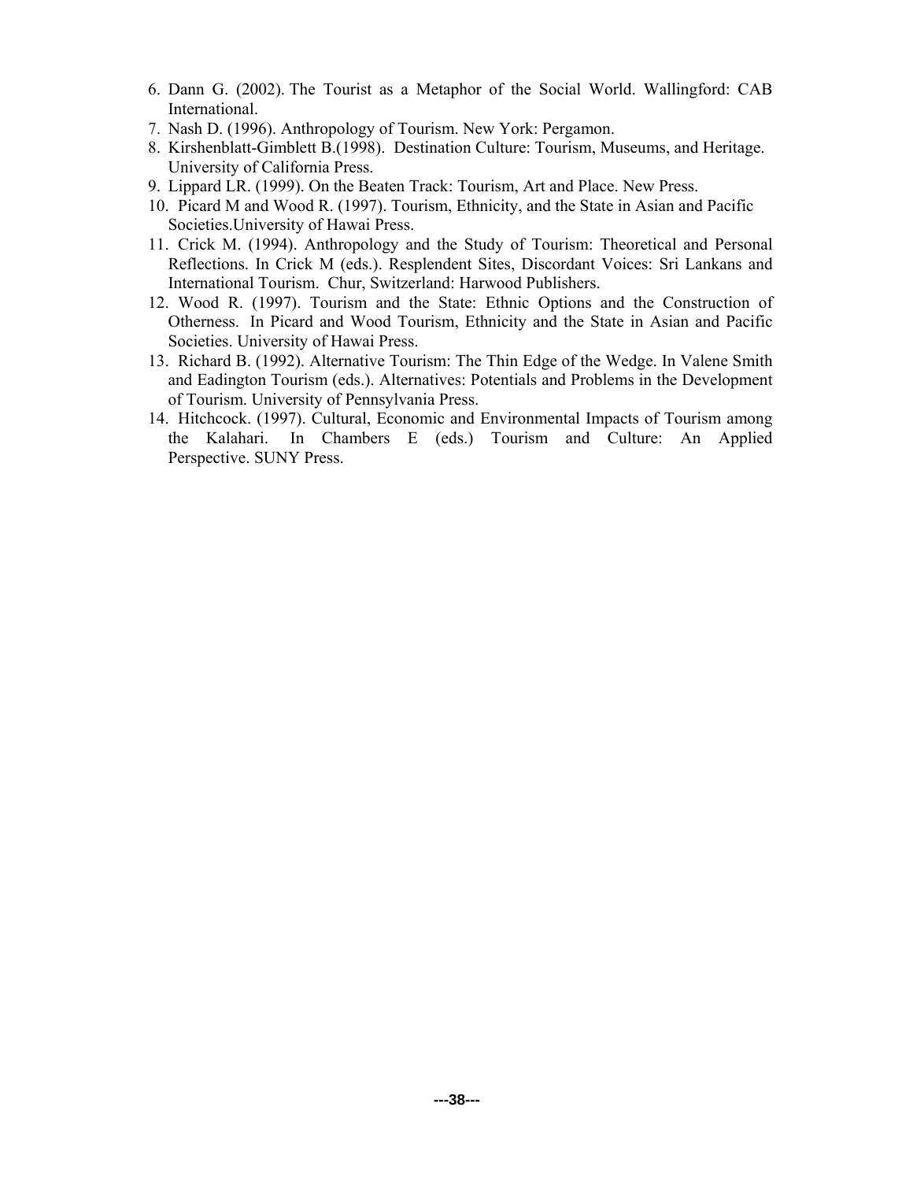6. Dann G. (2002). The Tourist as a Metaphor of the Social World. Wallingford: CAB International.
7. Nash D. (1996). Anthropology of Tourism. New York: Pergamon.
8. Kirshenblatt-Gimblett B.(1998). Destination Culture: Tourism, Museums, and Heritage. University of California Press.
9. Lippard LR. (1999). On the Beaten Track: Tourism, Art and Place. New Press.
10. Picard M and Wood R. (1997). Tourism, Ethnicity, and the State in Asian and Pacific Societies.University of Hawai Press.
11. Crick M. (1994). Anthropology and the Study of Tourism: Theoretical and Personal Reflections. In Crick M (eds.). Resplendent Sites, Discordant Voices: Sri Lankans and International Tourism. Chur, Switzerland: Harwood Publishers.
12. Wood R. (1997). Tourism and the State: Ethnic Options and the Construction of Otherness. In Picard and Wood Tourism, Ethnicity and the State in Asian and Pacific Societies. University of Hawai Press.
13. Richard B. (1992). Alternative Tourism: The Thin Edge of the Wedge. In Valene Smith and Eadington Tourism (eds.). Alternatives: Potentials and Problems in the Development of Tourism. University of Pennsylvania Press.
14. Hitchcock. (1997). Cultural, Economic and Environmental Impacts of Tourism among the Kalahari. In Chambers E (eds.) Tourism and Culture: An Applied Perspective. SUNY Press.